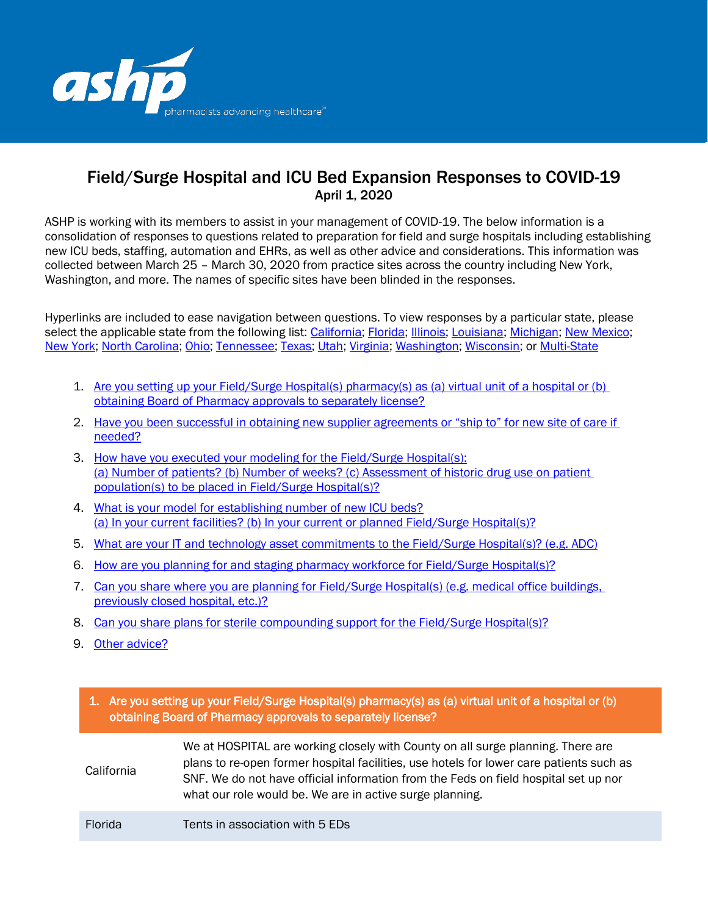# Field/Surge Hospital and ICU Bed Expansion Responses to COVID-19

**April 1, 2020**

ASHP is working with its members to assist in your management of COVID-19. The below information is a consolidation of responses to questions related to preparation for field and surge hospitals including establishing new ICU beds, staffing, automation and EHRs, as well as other advice and considerations. This information was collected between March 25 – March 30, 2020 from practice sites across the country including New York, Washington, and more. The names of specific sites have been blinded in the responses.

Hyperlinks are included to ease navigation between questions. To view responses by a particular state, please select the applicable state from the following list: California; Florida; Illinois; Louisiana; Michigan; New Mexico; New York; North Carolina; Ohio; Tennessee; Texas; Utah; Virginia; Washington; Wisconsin; or Multi-State

1. Are you setting up your Field/Surge Hospital(s) pharmacy(s) as (a) virtual unit of a hospital or (b) obtaining Board of Pharmacy approvals to separately license?
2. Have you been successful in obtaining new supplier agreements or "ship to" for new site of care if needed?
3. How have you executed your modeling for the Field/Surge Hospital(s): (a) Number of patients? (b) Number of weeks? (c) Assessment of historic drug use on patient population(s) to be placed in Field/Surge Hospital(s)?
4. What is your model for establishing number of new ICU beds? (a) In your current facilities? (b) In your current or planned Field/Surge Hospital(s)?
5. What are your IT and technology asset commitments to the Field/Surge Hospital(s)? (e.g. ADC)
6. How are you planning for and staging pharmacy workforce for Field/Surge Hospital(s)?
7. Can you share where you are planning for Field/Surge Hospital(s) (e.g. medical office buildings, previously closed hospital, etc.)?
8. Can you share plans for sterile compounding support for the Field/Surge Hospital(s)?
9. Other advice?

## 1. Are you setting up your Field/Surge Hospital(s) pharmacy(s) as (a) virtual unit of a hospital or (b) obtaining Board of Pharmacy approvals to separately license?

| | |
|---|---|
| California | We at HOSPITAL are working closely with County on all surge planning. There are plans to re-open former hospital facilities, use hotels for lower care patients such as SNF. We do not have official information from the Feds on field hospital set up nor what our role would be. We are in active surge planning. |
| Florida | Tents in association with 5 EDs |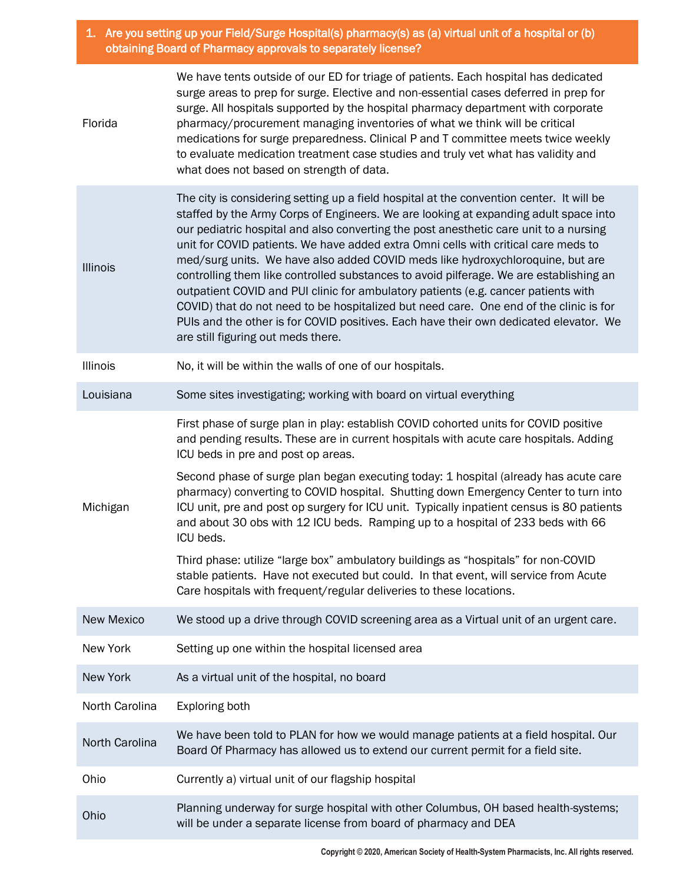| 1. Are you setting up your Field/Surge Hospital(s) pharmacy(s) as (a) virtual unit of a hospital or (b) obtaining Board of Pharmacy approvals to separately license? | |
|---|---|
| Florida | We have tents outside of our ED for triage of patients. Each hospital has dedicated surge areas to prep for surge. Elective and non-essential cases deferred in prep for surge. All hospitals supported by the hospital pharmacy department with corporate pharmacy/procurement managing inventories of what we think will be critical medications for surge preparedness. Clinical P and T committee meets twice weekly to evaluate medication treatment case studies and truly vet what has validity and what does not based on strength of data. |
| Illinois | The city is considering setting up a field hospital at the convention center. It will be staffed by the Army Corps of Engineers. We are looking at expanding adult space into our pediatric hospital and also converting the post anesthetic care unit to a nursing unit for COVID patients. We have added extra Omni cells with critical care meds to med/surg units. We have also added COVID meds like hydroxychloroquine, but are controlling them like controlled substances to avoid pilferage. We are establishing an outpatient COVID and PUI clinic for ambulatory patients (e.g. cancer patients with COVID) that do not need to be hospitalized but need care. One end of the clinic is for PUIs and the other is for COVID positives. Each have their own dedicated elevator. We are still figuring out meds there. |
| Illinois | No, it will be within the walls of one of our hospitals. |
| Louisiana | Some sites investigating; working with board on virtual everything |
| Michigan | First phase of surge plan in play: establish COVID cohorted units for COVID positive and pending results. These are in current hospitals with acute care hospitals. Adding ICU beds in pre and post op areas.<br><br>Second phase of surge plan began executing today: 1 hospital (already has acute care pharmacy) converting to COVID hospital. Shutting down Emergency Center to turn into ICU unit, pre and post op surgery for ICU unit. Typically inpatient census is 80 patients and about 30 obs with 12 ICU beds. Ramping up to a hospital of 233 beds with 66 ICU beds.<br><br>Third phase: utilize "large box" ambulatory buildings as "hospitals" for non-COVID stable patients. Have not executed but could. In that event, will service from Acute Care hospitals with frequent/regular deliveries to these locations. |
| New Mexico | We stood up a drive through COVID screening area as a Virtual unit of an urgent care. |
| New York | Setting up one within the hospital licensed area |
| New York | As a virtual unit of the hospital, no board |
| North Carolina | Exploring both |
| North Carolina | We have been told to PLAN for how we would manage patients at a field hospital. Our Board Of Pharmacy has allowed us to extend our current permit for a field site. |
| Ohio | Currently a) virtual unit of our flagship hospital |
| Ohio | Planning underway for surge hospital with other Columbus, OH based health-systems; will be under a separate license from board of pharmacy and DEA |

Copyright © 2020, American Society of Health-System Pharmacists, Inc. All rights reserved.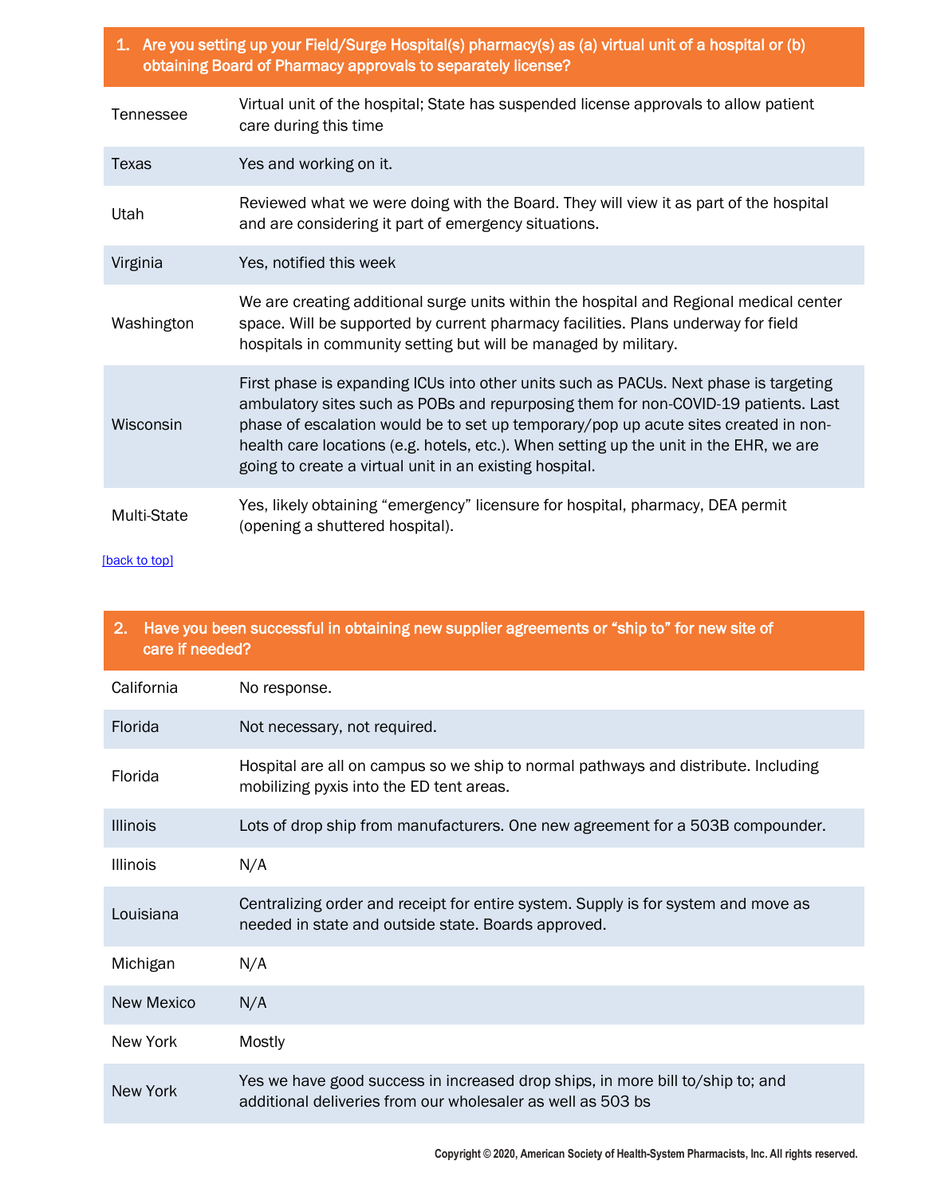| 1. Are you setting up your Field/Surge Hospital(s) pharmacy(s) as (a) virtual unit of a hospital or (b) obtaining Board of Pharmacy approvals to separately license? | |
|---|---|
| Tennessee | Virtual unit of the hospital; State has suspended license approvals to allow patient care during this time |
| Texas | Yes and working on it. |
| Utah | Reviewed what we were doing with the Board. They will view it as part of the hospital and are considering it part of emergency situations. |
| Virginia | Yes, notified this week |
| Washington | We are creating additional surge units within the hospital and Regional medical center space. Will be supported by current pharmacy facilities. Plans underway for field hospitals in community setting but will be managed by military. |
| Wisconsin | First phase is expanding ICUs into other units such as PACUs. Next phase is targeting ambulatory sites such as POBs and repurposing them for non-COVID-19 patients. Last phase of escalation would be to set up temporary/pop up acute sites created in non-health care locations (e.g. hotels, etc.). When setting up the unit in the EHR, we are going to create a virtual unit in an existing hospital. |
| Multi-State | Yes, likely obtaining "emergency" licensure for hospital, pharmacy, DEA permit (opening a shuttered hospital). |

[back to top]

| 2. Have you been successful in obtaining new supplier agreements or "ship to" for new site of care if needed? | |
|---|---|
| California | No response. |
| Florida | Not necessary, not required. |
| Florida | Hospital are all on campus so we ship to normal pathways and distribute. Including mobilizing pyxis into the ED tent areas. |
| Illinois | Lots of drop ship from manufacturers. One new agreement for a 503B compounder. |
| Illinois | N/A |
| Louisiana | Centralizing order and receipt for entire system. Supply is for system and move as needed in state and outside state. Boards approved. |
| Michigan | N/A |
| New Mexico | N/A |
| New York | Mostly |
| New York | Yes we have good success in increased drop ships, in more bill to/ship to; and additional deliveries from our wholesaler as well as 503 bs |

Copyright © 2020, American Society of Health-System Pharmacists, Inc. All rights reserved.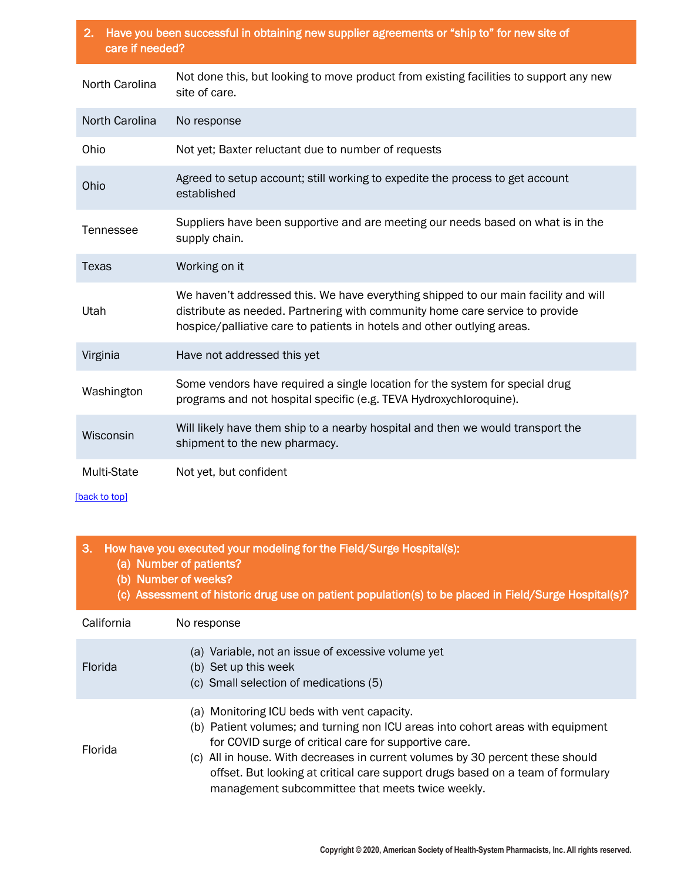| 2. Have you been successful in obtaining new supplier agreements or "ship to" for new site of care if needed? | |
|---|---|
| North Carolina | Not done this, but looking to move product from existing facilities to support any new site of care. |
| North Carolina | No response |
| Ohio | Not yet; Baxter reluctant due to number of requests |
| Ohio | Agreed to setup account; still working to expedite the process to get account established |
| Tennessee | Suppliers have been supportive and are meeting our needs based on what is in the supply chain. |
| Texas | Working on it |
| Utah | We haven't addressed this. We have everything shipped to our main facility and will distribute as needed. Partnering with community home care service to provide hospice/palliative care to patients in hotels and other outlying areas. |
| Virginia | Have not addressed this yet |
| Washington | Some vendors have required a single location for the system for special drug programs and not hospital specific (e.g. TEVA Hydroxychloroquine). |
| Wisconsin | Will likely have them ship to a nearby hospital and then we would transport the shipment to the new pharmacy. |
| Multi-State | Not yet, but confident |

[back to top]

| 3. How have you executed your modeling for the Field/Surge Hospital(s): (a) Number of patients? (b) Number of weeks? (c) Assessment of historic drug use on patient population(s) to be placed in Field/Surge Hospital(s)? | |
|---|---|
| California | No response |
| Florida | (a) Variable, not an issue of excessive volume yet<br>(b) Set up this week<br>(c) Small selection of medications (5) |
| Florida | (a) Monitoring ICU beds with vent capacity.<br>(b) Patient volumes; and turning non ICU areas into cohort areas with equipment for COVID surge of critical care for supportive care.<br>(c) All in house. With decreases in current volumes by 30 percent these should offset. But looking at critical care support drugs based on a team of formulary management subcommittee that meets twice weekly. |

Copyright © 2020, American Society of Health-System Pharmacists, Inc. All rights reserved.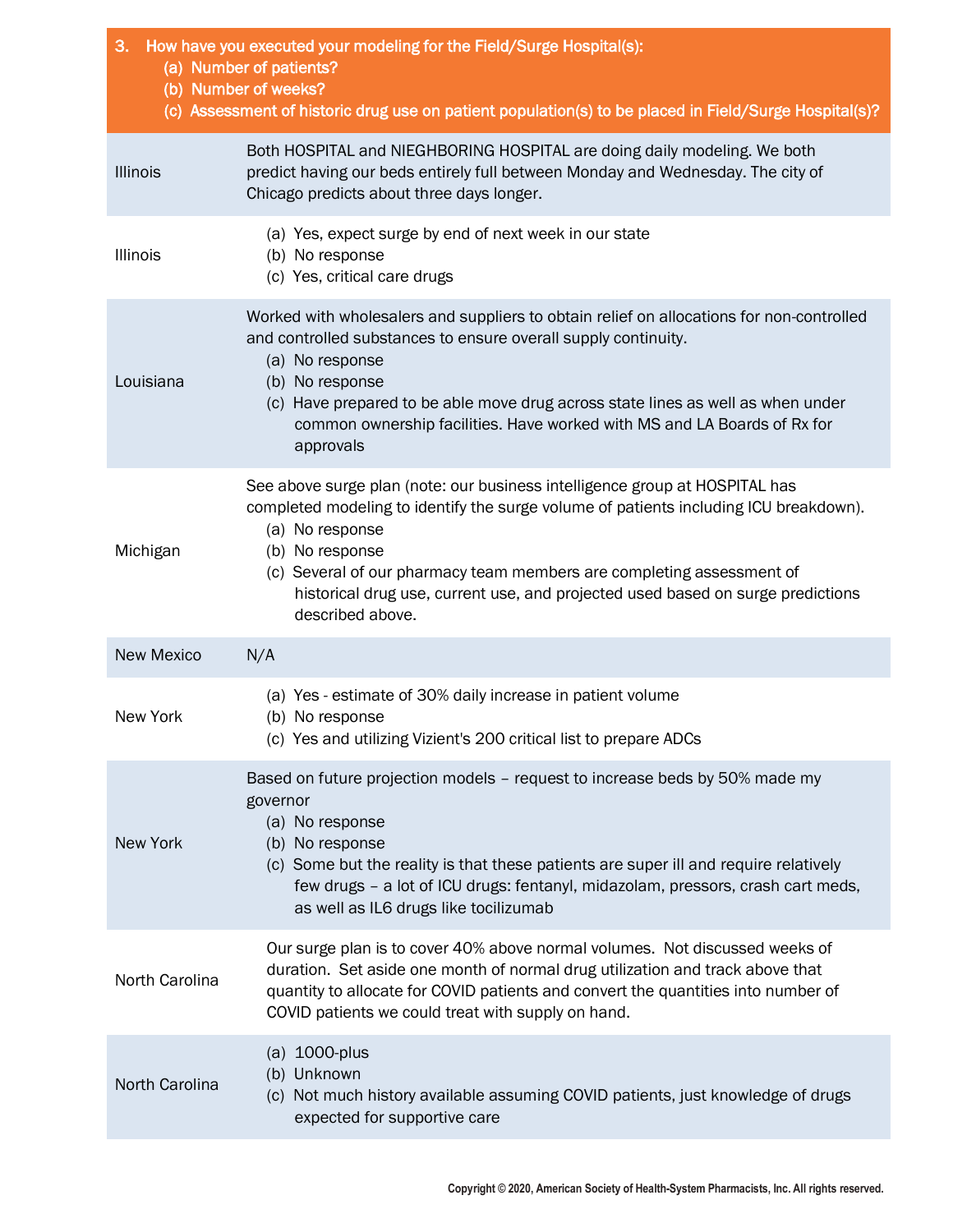| 3. How have you executed your modeling for the Field/Surge Hospital(s): (a) Number of patients? (b) Number of weeks? (c) Assessment of historic drug use on patient population(s) to be placed in Field/Surge Hospital(s)? | |
|---|---|
| Illinois | Both HOSPITAL and NIEGHBORING HOSPITAL are doing daily modeling. We both predict having our beds entirely full between Monday and Wednesday. The city of Chicago predicts about three days longer. |
| Illinois | (a) Yes, expect surge by end of next week in our state<br>(b) No response<br>(c) Yes, critical care drugs |
| Louisiana | Worked with wholesalers and suppliers to obtain relief on allocations for non-controlled and controlled substances to ensure overall supply continuity.<br>(a) No response<br>(b) No response<br>(c) Have prepared to be able move drug across state lines as well as when under common ownership facilities. Have worked with MS and LA Boards of Rx for approvals |
| Michigan | See above surge plan (note: our business intelligence group at HOSPITAL has completed modeling to identify the surge volume of patients including ICU breakdown).<br>(a) No response<br>(b) No response<br>(c) Several of our pharmacy team members are completing assessment of historical drug use, current use, and projected used based on surge predictions described above. |
| New Mexico | N/A |
| New York | (a) Yes - estimate of 30% daily increase in patient volume<br>(b) No response<br>(c) Yes and utilizing Vizient's 200 critical list to prepare ADCs |
| New York | Based on future projection models – request to increase beds by 50% made my governor<br>(a) No response<br>(b) No response<br>(c) Some but the reality is that these patients are super ill and require relatively few drugs – a lot of ICU drugs: fentanyl, midazolam, pressors, crash cart meds, as well as IL6 drugs like tocilizumab |
| North Carolina | Our surge plan is to cover 40% above normal volumes. Not discussed weeks of duration. Set aside one month of normal drug utilization and track above that quantity to allocate for COVID patients and convert the quantities into number of COVID patients we could treat with supply on hand. |
| North Carolina | (a) 1000-plus<br>(b) Unknown<br>(c) Not much history available assuming COVID patients, just knowledge of drugs expected for supportive care |

Copyright © 2020, American Society of Health-System Pharmacists, Inc. All rights reserved.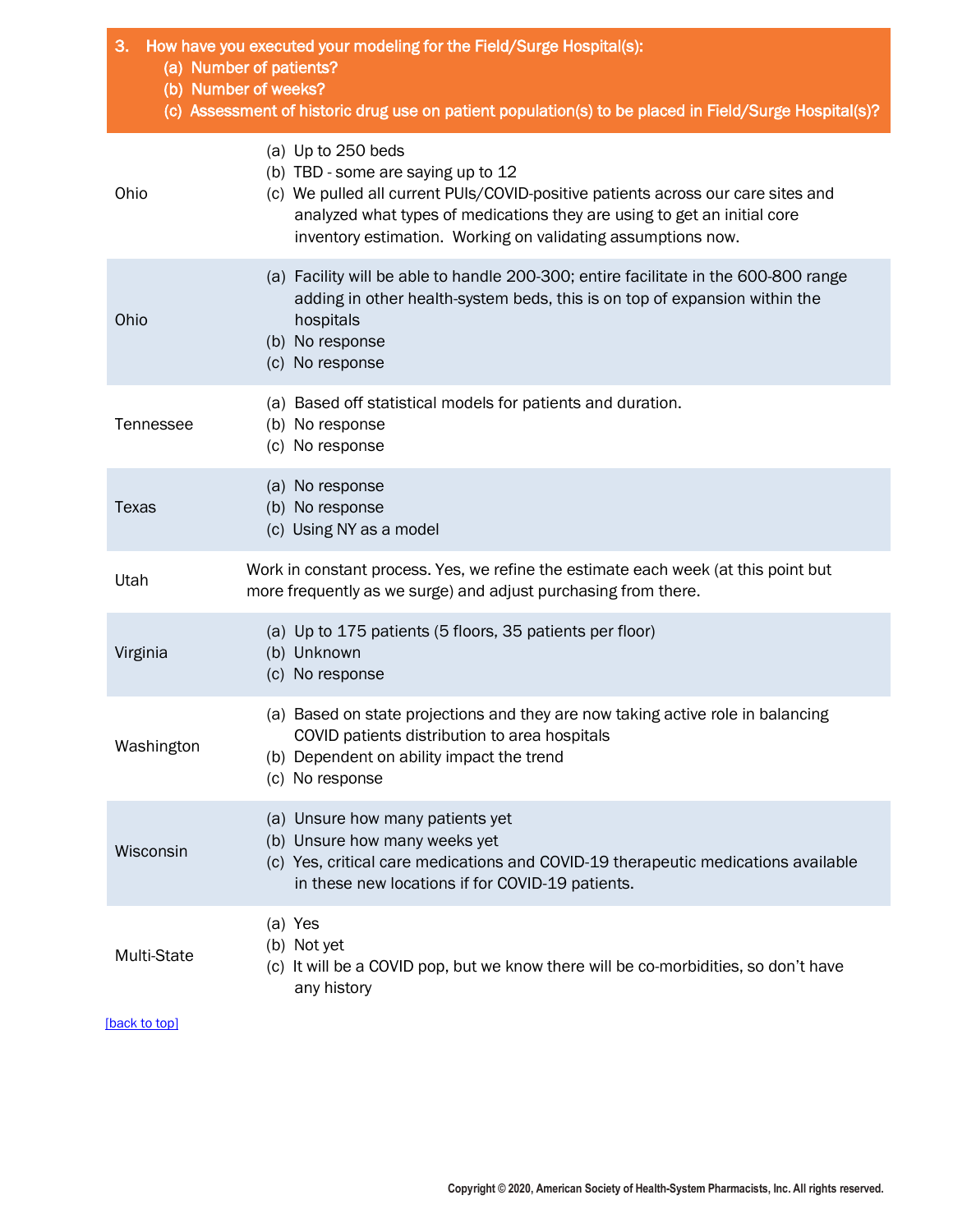**3. How have you executed your modeling for the Field/Surge Hospital(s):**
**(a) Number of patients?**
**(b) Number of weeks?**
**(c) Assessment of historic drug use on patient population(s) to be placed in Field/Surge Hospital(s)?**

| | |
|---|---|
| Ohio | (a) Up to 250 beds<br>(b) TBD - some are saying up to 12<br>(c) We pulled all current PUIs/COVID-positive patients across our care sites and analyzed what types of medications they are using to get an initial core inventory estimation. Working on validating assumptions now. |
| Ohio | (a) Facility will be able to handle 200-300; entire facilitate in the 600-800 range adding in other health-system beds, this is on top of expansion within the hospitals<br>(b) No response<br>(c) No response |
| Tennessee | (a) Based off statistical models for patients and duration.<br>(b) No response<br>(c) No response |
| Texas | (a) No response<br>(b) No response<br>(c) Using NY as a model |
| Utah | Work in constant process. Yes, we refine the estimate each week (at this point but more frequently as we surge) and adjust purchasing from there. |
| Virginia | (a) Up to 175 patients (5 floors, 35 patients per floor)<br>(b) Unknown<br>(c) No response |
| Washington | (a) Based on state projections and they are now taking active role in balancing COVID patients distribution to area hospitals<br>(b) Dependent on ability impact the trend<br>(c) No response |
| Wisconsin | (a) Unsure how many patients yet<br>(b) Unsure how many weeks yet<br>(c) Yes, critical care medications and COVID-19 therapeutic medications available in these new locations if for COVID-19 patients. |
| Multi-State | (a) Yes<br>(b) Not yet<br>(c) It will be a COVID pop, but we know there will be co-morbidities, so don't have any history |

[back to top]

Copyright © 2020, American Society of Health-System Pharmacists, Inc. All rights reserved.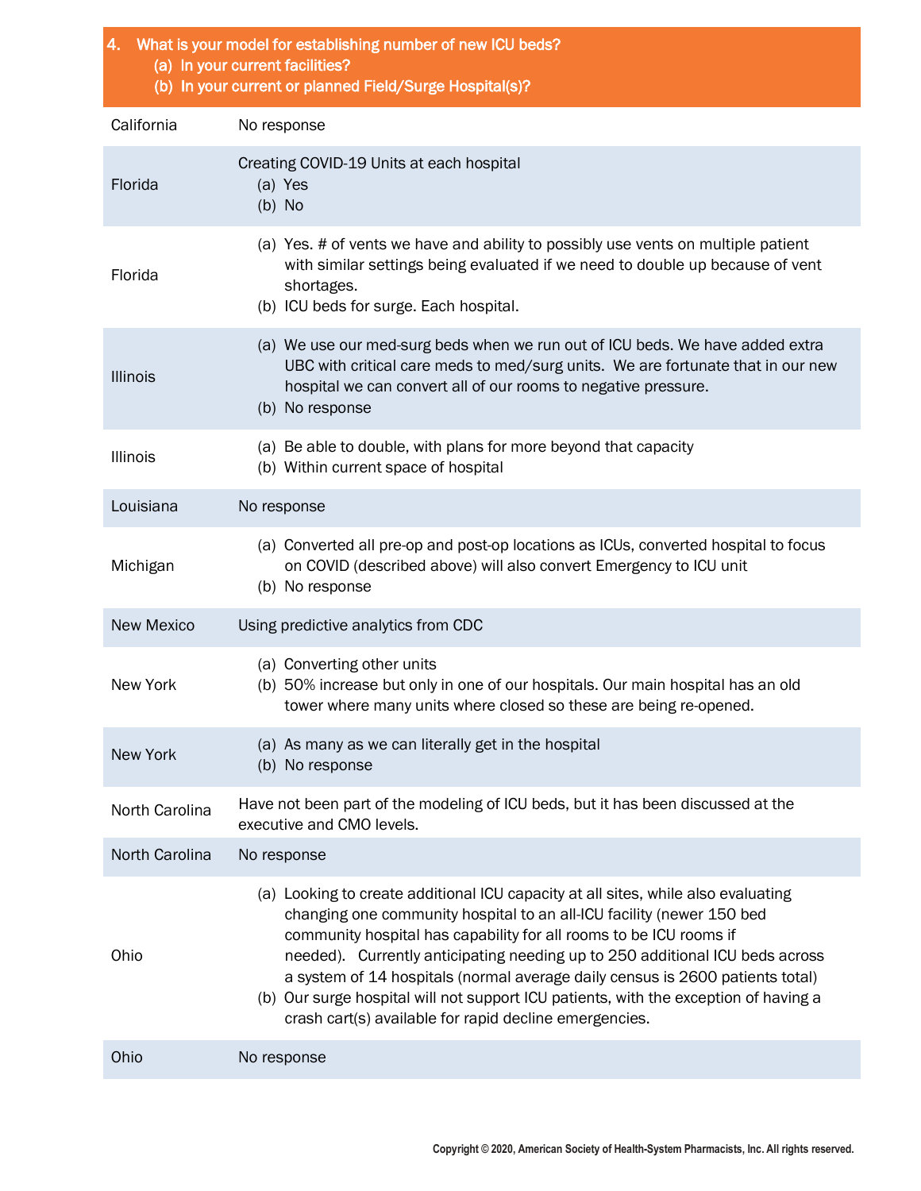## 4. What is your model for establishing number of new ICU beds?
(a) In your current facilities?
(b) In your current or planned Field/Surge Hospital(s)?

| State | Response |
|---|---|
| California | No response |
| Florida | Creating COVID-19 Units at each hospital<br>(a) Yes<br>(b) No |
| Florida | (a) Yes. # of vents we have and ability to possibly use vents on multiple patient with similar settings being evaluated if we need to double up because of vent shortages.<br>(b) ICU beds for surge. Each hospital. |
| Illinois | (a) We use our med-surg beds when we run out of ICU beds. We have added extra UBC with critical care meds to med/surg units. We are fortunate that in our new hospital we can convert all of our rooms to negative pressure.<br>(b) No response |
| Illinois | (a) Be able to double, with plans for more beyond that capacity<br>(b) Within current space of hospital |
| Louisiana | No response |
| Michigan | (a) Converted all pre-op and post-op locations as ICUs, converted hospital to focus on COVID (described above) will also convert Emergency to ICU unit<br>(b) No response |
| New Mexico | Using predictive analytics from CDC |
| New York | (a) Converting other units<br>(b) 50% increase but only in one of our hospitals. Our main hospital has an old tower where many units where closed so these are being re-opened. |
| New York | (a) As many as we can literally get in the hospital<br>(b) No response |
| North Carolina | Have not been part of the modeling of ICU beds, but it has been discussed at the executive and CMO levels. |
| North Carolina | No response |
| Ohio | (a) Looking to create additional ICU capacity at all sites, while also evaluating changing one community hospital to an all-ICU facility (newer 150 bed community hospital has capability for all rooms to be ICU rooms if needed). Currently anticipating needing up to 250 additional ICU beds across a system of 14 hospitals (normal average daily census is 2600 patients total)<br>(b) Our surge hospital will not support ICU patients, with the exception of having a crash cart(s) available for rapid decline emergencies. |
| Ohio | No response |

Copyright © 2020, American Society of Health-System Pharmacists, Inc. All rights reserved.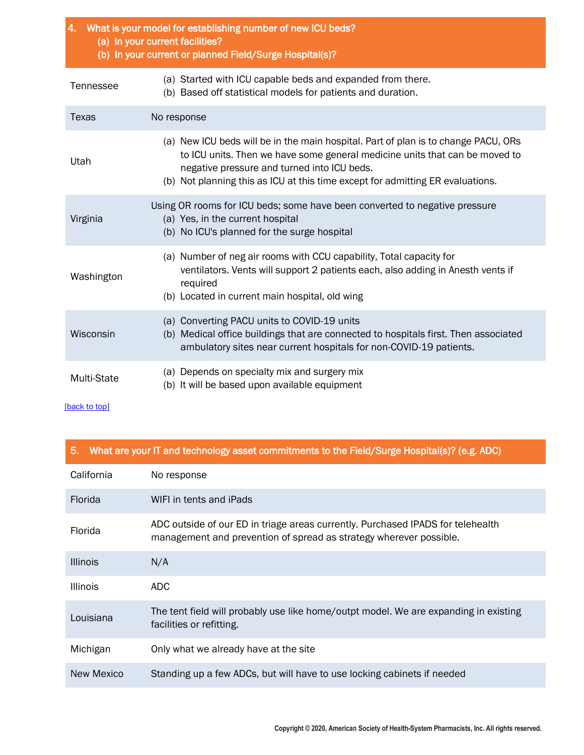| 4. What is your model for establishing number of new ICU beds? (a) In your current facilities? (b) In your current or planned Field/Surge Hospital(s)? | |
|---|---|
| Tennessee | (a) Started with ICU capable beds and expanded from there.<br>(b) Based off statistical models for patients and duration. |
| Texas | No response |
| Utah | (a) New ICU beds will be in the main hospital. Part of plan is to change PACU, ORs to ICU units. Then we have some general medicine units that can be moved to negative pressure and turned into ICU beds.<br>(b) Not planning this as ICU at this time except for admitting ER evaluations. |
| Virginia | Using OR rooms for ICU beds; some have been converted to negative pressure<br>(a) Yes, in the current hospital<br>(b) No ICU's planned for the surge hospital |
| Washington | (a) Number of neg air rooms with CCU capability, Total capacity for ventilators. Vents will support 2 patients each, also adding in Anesth vents if required<br>(b) Located in current main hospital, old wing |
| Wisconsin | (a) Converting PACU units to COVID-19 units<br>(b) Medical office buildings that are connected to hospitals first. Then associated ambulatory sites near current hospitals for non-COVID-19 patients. |
| Multi-State | (a) Depends on specialty mix and surgery mix<br>(b) It will be based upon available equipment |

[back to top]

| 5. What are your IT and technology asset commitments to the Field/Surge Hospital(s)? (e.g. ADC) | |
|---|---|
| California | No response |
| Florida | WIFI in tents and iPads |
| Florida | ADC outside of our ED in triage areas currently. Purchased IPADS for telehealth management and prevention of spread as strategy wherever possible. |
| Illinois | N/A |
| Illinois | ADC |
| Louisiana | The tent field will probably use like home/outpt model. We are expanding in existing facilities or refitting. |
| Michigan | Only what we already have at the site |
| New Mexico | Standing up a few ADCs, but will have to use locking cabinets if needed |

Copyright © 2020, American Society of Health-System Pharmacists, Inc. All rights reserved.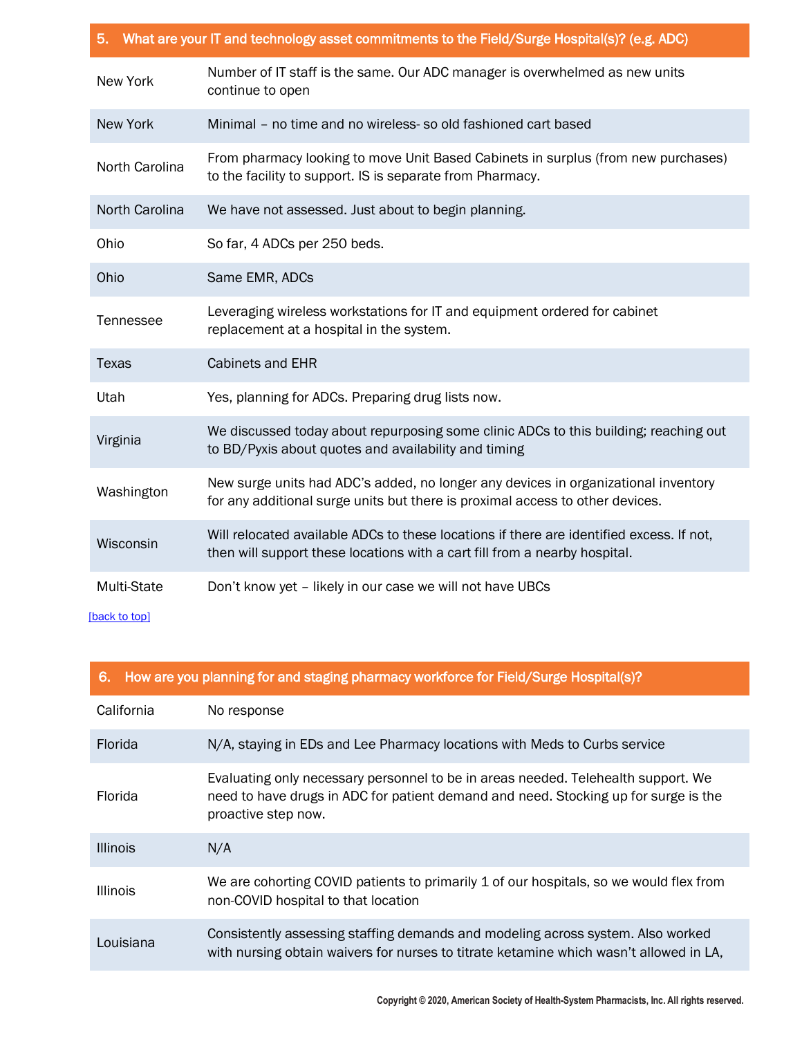| 5. What are your IT and technology asset commitments to the Field/Surge Hospital(s)? (e.g. ADC) | |
|---|---|
| New York | Number of IT staff is the same. Our ADC manager is overwhelmed as new units continue to open |
| New York | Minimal – no time and no wireless- so old fashioned cart based |
| North Carolina | From pharmacy looking to move Unit Based Cabinets in surplus (from new purchases) to the facility to support. IS is separate from Pharmacy. |
| North Carolina | We have not assessed. Just about to begin planning. |
| Ohio | So far, 4 ADCs per 250 beds. |
| Ohio | Same EMR, ADCs |
| Tennessee | Leveraging wireless workstations for IT and equipment ordered for cabinet replacement at a hospital in the system. |
| Texas | Cabinets and EHR |
| Utah | Yes, planning for ADCs. Preparing drug lists now. |
| Virginia | We discussed today about repurposing some clinic ADCs to this building; reaching out to BD/Pyxis about quotes and availability and timing |
| Washington | New surge units had ADC's added, no longer any devices in organizational inventory for any additional surge units but there is proximal access to other devices. |
| Wisconsin | Will relocated available ADCs to these locations if there are identified excess. If not, then will support these locations with a cart fill from a nearby hospital. |
| Multi-State | Don't know yet – likely in our case we will not have UBCs |

[back to top]

| 6. How are you planning for and staging pharmacy workforce for Field/Surge Hospital(s)? | |
|---|---|
| California | No response |
| Florida | N/A, staying in EDs and Lee Pharmacy locations with Meds to Curbs service |
| Florida | Evaluating only necessary personnel to be in areas needed. Telehealth support. We need to have drugs in ADC for patient demand and need. Stocking up for surge is the proactive step now. |
| Illinois | N/A |
| Illinois | We are cohorting COVID patients to primarily 1 of our hospitals, so we would flex from non-COVID hospital to that location |
| Louisiana | Consistently assessing staffing demands and modeling across system. Also worked with nursing obtain waivers for nurses to titrate ketamine which wasn't allowed in LA, |

Copyright © 2020, American Society of Health-System Pharmacists, Inc. All rights reserved.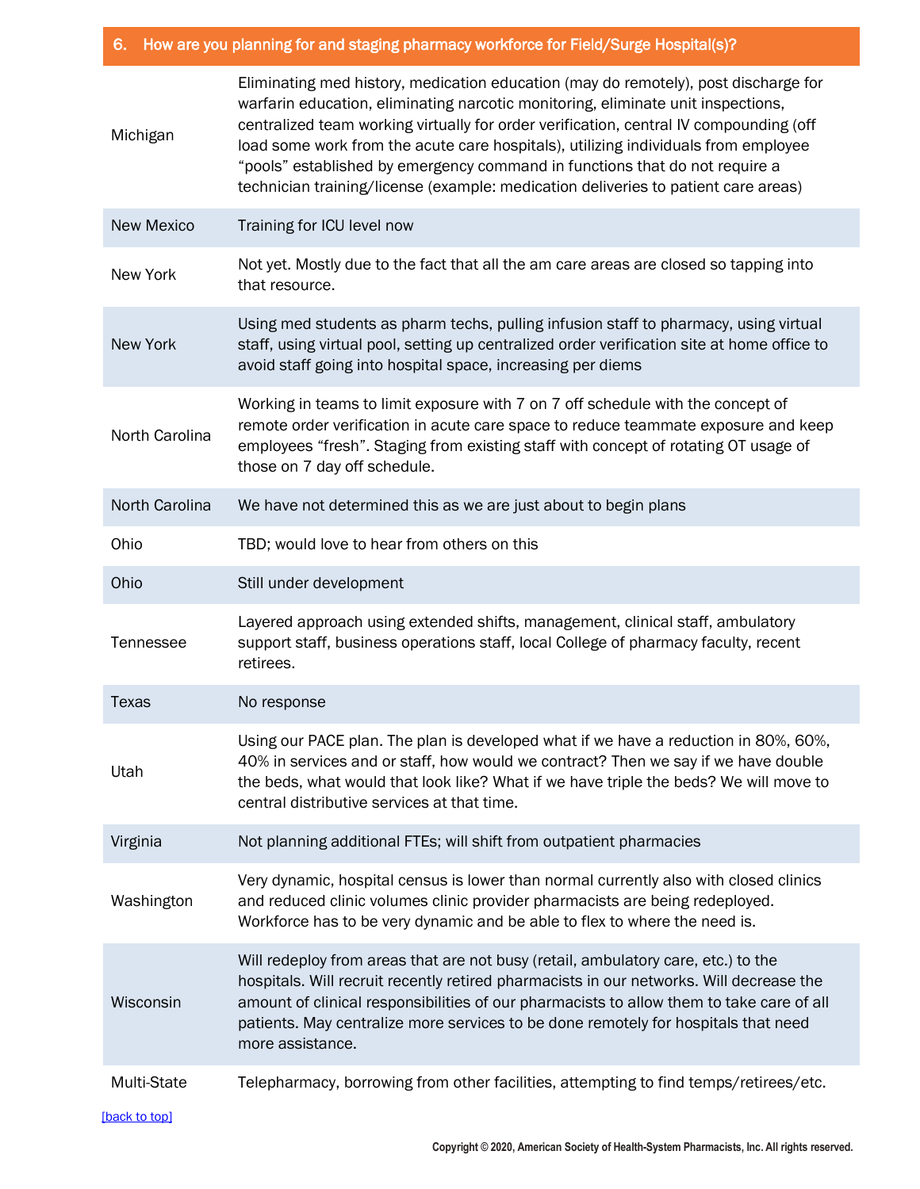| 6. How are you planning for and staging pharmacy workforce for Field/Surge Hospital(s)? | |
|---|---|
| Michigan | Eliminating med history, medication education (may do remotely), post discharge for warfarin education, eliminating narcotic monitoring, eliminate unit inspections, centralized team working virtually for order verification, central IV compounding (off load some work from the acute care hospitals), utilizing individuals from employee "pools" established by emergency command in functions that do not require a technician training/license (example: medication deliveries to patient care areas) |
| New Mexico | Training for ICU level now |
| New York | Not yet. Mostly due to the fact that all the am care areas are closed so tapping into that resource. |
| New York | Using med students as pharm techs, pulling infusion staff to pharmacy, using virtual staff, using virtual pool, setting up centralized order verification site at home office to avoid staff going into hospital space, increasing per diems |
| North Carolina | Working in teams to limit exposure with 7 on 7 off schedule with the concept of remote order verification in acute care space to reduce teammate exposure and keep employees "fresh". Staging from existing staff with concept of rotating OT usage of those on 7 day off schedule. |
| North Carolina | We have not determined this as we are just about to begin plans |
| Ohio | TBD; would love to hear from others on this |
| Ohio | Still under development |
| Tennessee | Layered approach using extended shifts, management, clinical staff, ambulatory support staff, business operations staff, local College of pharmacy faculty, recent retirees. |
| Texas | No response |
| Utah | Using our PACE plan. The plan is developed what if we have a reduction in 80%, 60%, 40% in services and or staff, how would we contract? Then we say if we have double the beds, what would that look like? What if we have triple the beds? We will move to central distributive services at that time. |
| Virginia | Not planning additional FTEs; will shift from outpatient pharmacies |
| Washington | Very dynamic, hospital census is lower than normal currently also with closed clinics and reduced clinic volumes clinic provider pharmacists are being redeployed. Workforce has to be very dynamic and be able to flex to where the need is. |
| Wisconsin | Will redeploy from areas that are not busy (retail, ambulatory care, etc.) to the hospitals. Will recruit recently retired pharmacists in our networks. Will decrease the amount of clinical responsibilities of our pharmacists to allow them to take care of all patients. May centralize more services to be done remotely for hospitals that need more assistance. |
| Multi-State | Telepharmacy, borrowing from other facilities, attempting to find temps/retirees/etc. |

[back to top]

Copyright © 2020, American Society of Health-System Pharmacists, Inc. All rights reserved.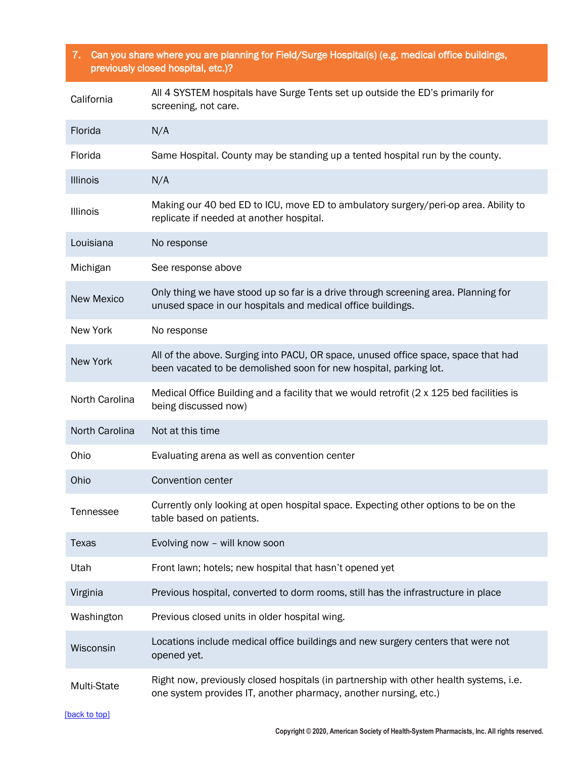| 7. Can you share where you are planning for Field/Surge Hospital(s) (e.g. medical office buildings, previously closed hospital, etc.)? | |
|---|---|
| California | All 4 SYSTEM hospitals have Surge Tents set up outside the ED's primarily for screening, not care. |
| Florida | N/A |
| Florida | Same Hospital. County may be standing up a tented hospital run by the county. |
| Illinois | N/A |
| Illinois | Making our 40 bed ED to ICU, move ED to ambulatory surgery/peri-op area. Ability to replicate if needed at another hospital. |
| Louisiana | No response |
| Michigan | See response above |
| New Mexico | Only thing we have stood up so far is a drive through screening area. Planning for unused space in our hospitals and medical office buildings. |
| New York | No response |
| New York | All of the above. Surging into PACU, OR space, unused office space, space that had been vacated to be demolished soon for new hospital, parking lot. |
| North Carolina | Medical Office Building and a facility that we would retrofit (2 x 125 bed facilities is being discussed now) |
| North Carolina | Not at this time |
| Ohio | Evaluating arena as well as convention center |
| Ohio | Convention center |
| Tennessee | Currently only looking at open hospital space. Expecting other options to be on the table based on patients. |
| Texas | Evolving now – will know soon |
| Utah | Front lawn; hotels; new hospital that hasn't opened yet |
| Virginia | Previous hospital, converted to dorm rooms, still has the infrastructure in place |
| Washington | Previous closed units in older hospital wing. |
| Wisconsin | Locations include medical office buildings and new surgery centers that were not opened yet. |
| Multi-State | Right now, previously closed hospitals (in partnership with other health systems, i.e. one system provides IT, another pharmacy, another nursing, etc.) |

[back to top]

Copyright © 2020, American Society of Health-System Pharmacists, Inc. All rights reserved.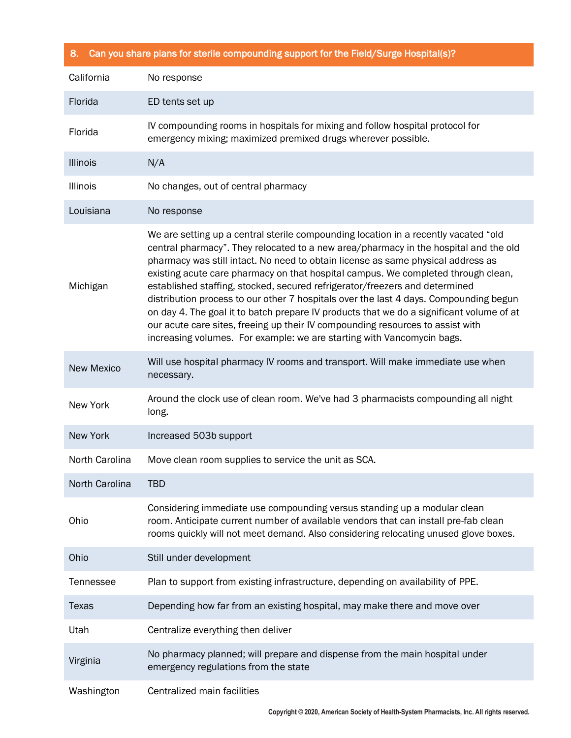| 8. Can you share plans for sterile compounding support for the Field/Surge Hospital(s)? | |
|---|---|
| California | No response |
| Florida | ED tents set up |
| Florida | IV compounding rooms in hospitals for mixing and follow hospital protocol for emergency mixing; maximized premixed drugs wherever possible. |
| Illinois | N/A |
| Illinois | No changes, out of central pharmacy |
| Louisiana | No response |
| Michigan | We are setting up a central sterile compounding location in a recently vacated "old central pharmacy". They relocated to a new area/pharmacy in the hospital and the old pharmacy was still intact. No need to obtain license as same physical address as existing acute care pharmacy on that hospital campus. We completed through clean, established staffing, stocked, secured refrigerator/freezers and determined distribution process to our other 7 hospitals over the last 4 days. Compounding begun on day 4. The goal it to batch prepare IV products that we do a significant volume of at our acute care sites, freeing up their IV compounding resources to assist with increasing volumes. For example: we are starting with Vancomycin bags. |
| New Mexico | Will use hospital pharmacy IV rooms and transport. Will make immediate use when necessary. |
| New York | Around the clock use of clean room. We've had 3 pharmacists compounding all night long. |
| New York | Increased 503b support |
| North Carolina | Move clean room supplies to service the unit as SCA. |
| North Carolina | TBD |
| Ohio | Considering immediate use compounding versus standing up a modular clean room. Anticipate current number of available vendors that can install pre-fab clean rooms quickly will not meet demand. Also considering relocating unused glove boxes. |
| Ohio | Still under development |
| Tennessee | Plan to support from existing infrastructure, depending on availability of PPE. |
| Texas | Depending how far from an existing hospital, may make there and move over |
| Utah | Centralize everything then deliver |
| Virginia | No pharmacy planned; will prepare and dispense from the main hospital under emergency regulations from the state |
| Washington | Centralized main facilities |

Copyright © 2020, American Society of Health-System Pharmacists, Inc. All rights reserved.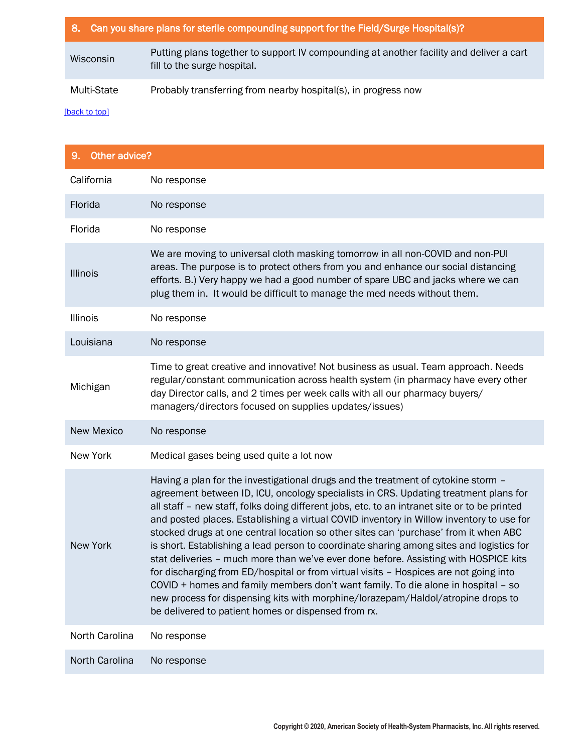| 8. Can you share plans for sterile compounding support for the Field/Surge Hospital(s)? | |
|---|---|
| Wisconsin | Putting plans together to support IV compounding at another facility and deliver a cart fill to the surge hospital. |
| Multi-State | Probably transferring from nearby hospital(s), in progress now |

[back to top]

| 9. Other advice? | |
|---|---|
| California | No response |
| Florida | No response |
| Florida | No response |
| Illinois | We are moving to universal cloth masking tomorrow in all non-COVID and non-PUI areas. The purpose is to protect others from you and enhance our social distancing efforts. B.) Very happy we had a good number of spare UBC and jacks where we can plug them in. It would be difficult to manage the med needs without them. |
| Illinois | No response |
| Louisiana | No response |
| Michigan | Time to great creative and innovative! Not business as usual. Team approach. Needs regular/constant communication across health system (in pharmacy have every other day Director calls, and 2 times per week calls with all our pharmacy buyers/ managers/directors focused on supplies updates/issues) |
| New Mexico | No response |
| New York | Medical gases being used quite a lot now |
| New York | Having a plan for the investigational drugs and the treatment of cytokine storm – agreement between ID, ICU, oncology specialists in CRS. Updating treatment plans for all staff – new staff, folks doing different jobs, etc. to an intranet site or to be printed and posted places. Establishing a virtual COVID inventory in Willow inventory to use for stocked drugs at one central location so other sites can 'purchase' from it when ABC is short. Establishing a lead person to coordinate sharing among sites and logistics for stat deliveries – much more than we've ever done before. Assisting with HOSPICE kits for discharging from ED/hospital or from virtual visits – Hospices are not going into COVID + homes and family members don't want family. To die alone in hospital – so new process for dispensing kits with morphine/lorazepam/Haldol/atropine drops to be delivered to patient homes or dispensed from rx. |
| North Carolina | No response |
| North Carolina | No response |

Copyright © 2020, American Society of Health-System Pharmacists, Inc. All rights reserved.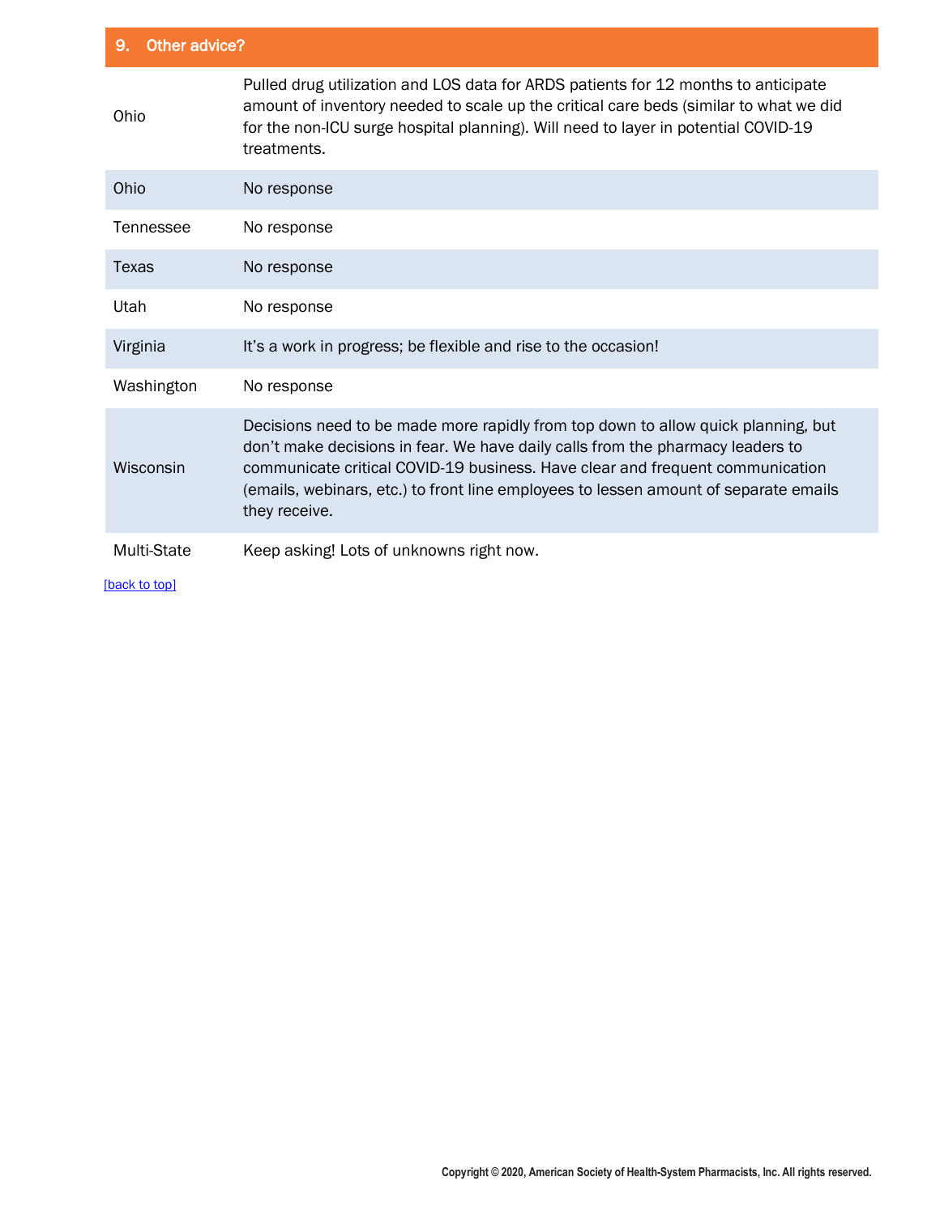| 9. Other advice? | |
|---|---|
| Ohio | Pulled drug utilization and LOS data for ARDS patients for 12 months to anticipate amount of inventory needed to scale up the critical care beds (similar to what we did for the non-ICU surge hospital planning). Will need to layer in potential COVID-19 treatments. |
| Ohio | No response |
| Tennessee | No response |
| Texas | No response |
| Utah | No response |
| Virginia | It's a work in progress; be flexible and rise to the occasion! |
| Washington | No response |
| Wisconsin | Decisions need to be made more rapidly from top down to allow quick planning, but don't make decisions in fear. We have daily calls from the pharmacy leaders to communicate critical COVID-19 business. Have clear and frequent communication (emails, webinars, etc.) to front line employees to lessen amount of separate emails they receive. |
| Multi-State | Keep asking! Lots of unknowns right now. |

[back to top]

Copyright © 2020, American Society of Health-System Pharmacists, Inc. All rights reserved.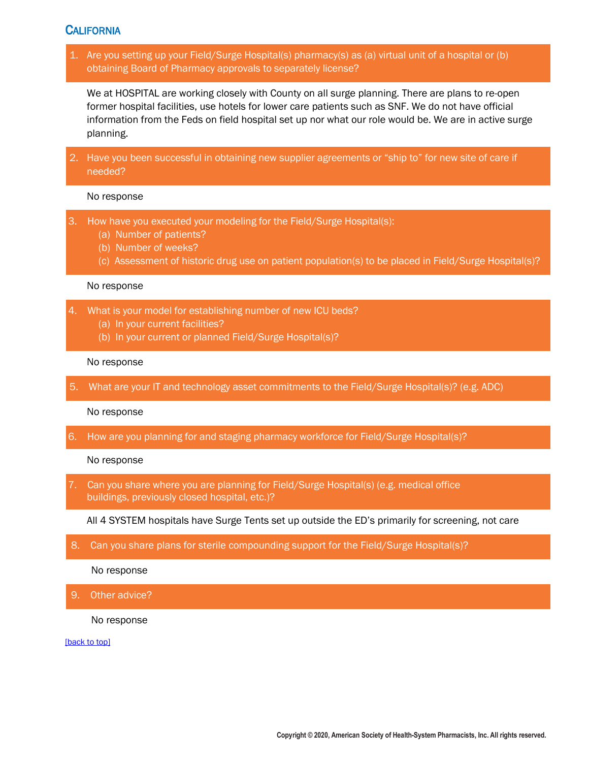## California

**1. Are you setting up your Field/Surge Hospital(s) pharmacy(s) as (a) virtual unit of a hospital or (b) obtaining Board of Pharmacy approvals to separately license?**

We at HOSPITAL are working closely with County on all surge planning. There are plans to re-open former hospital facilities, use hotels for lower care patients such as SNF. We do not have official information from the Feds on field hospital set up nor what our role would be. We are in active surge planning.

**2. Have you been successful in obtaining new supplier agreements or "ship to" for new site of care if needed?**

No response

**3. How have you executed your modeling for the Field/Surge Hospital(s):**
   **(a) Number of patients?**
   **(b) Number of weeks?**
   **(c) Assessment of historic drug use on patient population(s) to be placed in Field/Surge Hospital(s)?**

No response

**4. What is your model for establishing number of new ICU beds?**
   **(a) In your current facilities?**
   **(b) In your current or planned Field/Surge Hospital(s)?**

No response

**5. What are your IT and technology asset commitments to the Field/Surge Hospital(s)? (e.g. ADC)**

No response

**6. How are you planning for and staging pharmacy workforce for Field/Surge Hospital(s)?**

No response

**7. Can you share where you are planning for Field/Surge Hospital(s) (e.g. medical office buildings, previously closed hospital, etc.)?**

All 4 SYSTEM hospitals have Surge Tents set up outside the ED's primarily for screening, not care

**8. Can you share plans for sterile compounding support for the Field/Surge Hospital(s)?**

No response

**9. Other advice?**

No response

[back to top]

Copyright © 2020, American Society of Health-System Pharmacists, Inc. All rights reserved.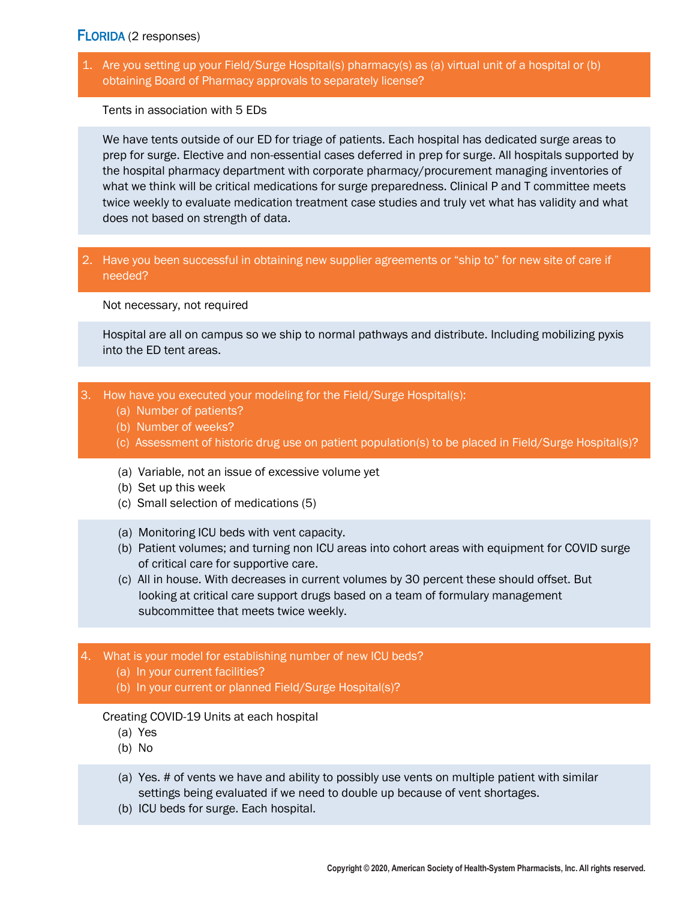## FLORIDA (2 responses)

**1. Are you setting up your Field/Surge Hospital(s) pharmacy(s) as (a) virtual unit of a hospital or (b) obtaining Board of Pharmacy approvals to separately license?**

Tents in association with 5 EDs

We have tents outside of our ED for triage of patients. Each hospital has dedicated surge areas to prep for surge. Elective and non-essential cases deferred in prep for surge. All hospitals supported by the hospital pharmacy department with corporate pharmacy/procurement managing inventories of what we think will be critical medications for surge preparedness. Clinical P and T committee meets twice weekly to evaluate medication treatment case studies and truly vet what has validity and what does not based on strength of data.

**2. Have you been successful in obtaining new supplier agreements or "ship to" for new site of care if needed?**

Not necessary, not required

Hospital are all on campus so we ship to normal pathways and distribute. Including mobilizing pyxis into the ED tent areas.

**3. How have you executed your modeling for the Field/Surge Hospital(s):**
- **(a) Number of patients?**
- **(b) Number of weeks?**
- **(c) Assessment of historic drug use on patient population(s) to be placed in Field/Surge Hospital(s)?**

(a) Variable, not an issue of excessive volume yet
(b) Set up this week
(c) Small selection of medications (5)

(a) Monitoring ICU beds with vent capacity.
(b) Patient volumes; and turning non ICU areas into cohort areas with equipment for COVID surge of critical care for supportive care.
(c) All in house. With decreases in current volumes by 30 percent these should offset. But looking at critical care support drugs based on a team of formulary management subcommittee that meets twice weekly.

**4. What is your model for establishing number of new ICU beds?**
- **(a) In your current facilities?**
- **(b) In your current or planned Field/Surge Hospital(s)?**

Creating COVID-19 Units at each hospital
(a) Yes
(b) No

(a) Yes. # of vents we have and ability to possibly use vents on multiple patient with similar settings being evaluated if we need to double up because of vent shortages.
(b) ICU beds for surge. Each hospital.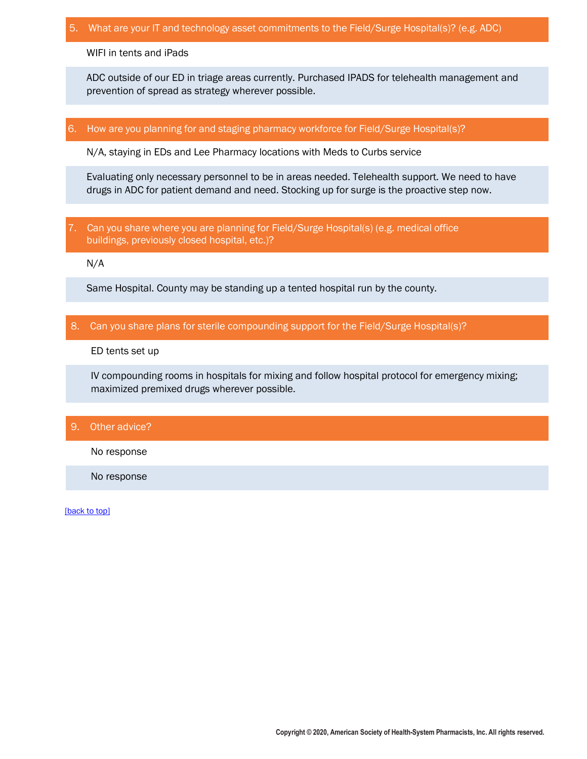## 5. What are your IT and technology asset commitments to the Field/Surge Hospital(s)? (e.g. ADC)

WIFI in tents and iPads

ADC outside of our ED in triage areas currently. Purchased IPADS for telehealth management and prevention of spread as strategy wherever possible.

## 6. How are you planning for and staging pharmacy workforce for Field/Surge Hospital(s)?

N/A, staying in EDs and Lee Pharmacy locations with Meds to Curbs service

Evaluating only necessary personnel to be in areas needed. Telehealth support. We need to have drugs in ADC for patient demand and need. Stocking up for surge is the proactive step now.

## 7. Can you share where you are planning for Field/Surge Hospital(s) (e.g. medical office buildings, previously closed hospital, etc.)?

N/A

Same Hospital. County may be standing up a tented hospital run by the county.

## 8. Can you share plans for sterile compounding support for the Field/Surge Hospital(s)?

ED tents set up

IV compounding rooms in hospitals for mixing and follow hospital protocol for emergency mixing; maximized premixed drugs wherever possible.

## 9. Other advice?

No response

No response

[back to top]

Copyright © 2020, American Society of Health-System Pharmacists, Inc. All rights reserved.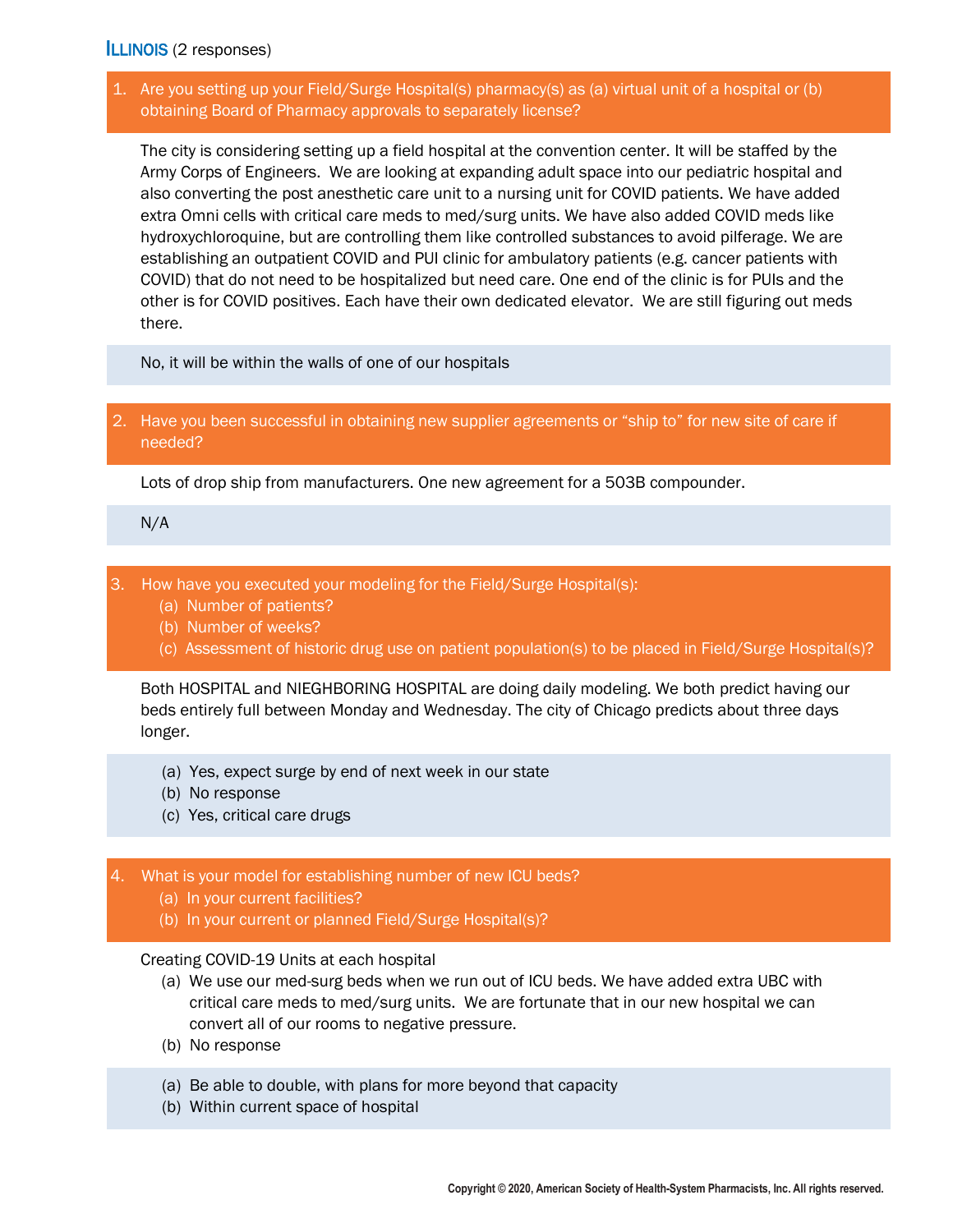## ILLINOIS (2 responses)

**1. Are you setting up your Field/Surge Hospital(s) pharmacy(s) as (a) virtual unit of a hospital or (b) obtaining Board of Pharmacy approvals to separately license?**

The city is considering setting up a field hospital at the convention center. It will be staffed by the Army Corps of Engineers. We are looking at expanding adult space into our pediatric hospital and also converting the post anesthetic care unit to a nursing unit for COVID patients. We have added extra Omni cells with critical care meds to med/surg units. We have also added COVID meds like hydroxychloroquine, but are controlling them like controlled substances to avoid pilferage. We are establishing an outpatient COVID and PUI clinic for ambulatory patients (e.g. cancer patients with COVID) that do not need to be hospitalized but need care. One end of the clinic is for PUIs and the other is for COVID positives. Each have their own dedicated elevator. We are still figuring out meds there.

No, it will be within the walls of one of our hospitals

**2. Have you been successful in obtaining new supplier agreements or "ship to" for new site of care if needed?**

Lots of drop ship from manufacturers. One new agreement for a 503B compounder.

N/A

**3. How have you executed your modeling for the Field/Surge Hospital(s):**
**(a) Number of patients?**
**(b) Number of weeks?**
**(c) Assessment of historic drug use on patient population(s) to be placed in Field/Surge Hospital(s)?**

Both HOSPITAL and NIEGHBORING HOSPITAL are doing daily modeling. We both predict having our beds entirely full between Monday and Wednesday. The city of Chicago predicts about three days longer.

(a) Yes, expect surge by end of next week in our state
(b) No response
(c) Yes, critical care drugs

**4. What is your model for establishing number of new ICU beds?**
**(a) In your current facilities?**
**(b) In your current or planned Field/Surge Hospital(s)?**

Creating COVID-19 Units at each hospital

(a) We use our med-surg beds when we run out of ICU beds. We have added extra UBC with critical care meds to med/surg units. We are fortunate that in our new hospital we can convert all of our rooms to negative pressure.
(b) No response

(a) Be able to double, with plans for more beyond that capacity
(b) Within current space of hospital

Copyright © 2020, American Society of Health-System Pharmacists, Inc. All rights reserved.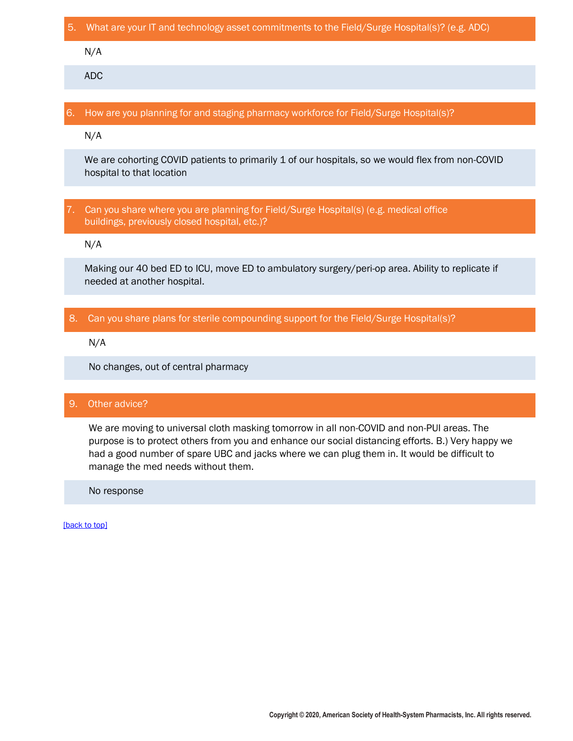### 5. What are your IT and technology asset commitments to the Field/Surge Hospital(s)? (e.g. ADC)

N/A

ADC

### 6. How are you planning for and staging pharmacy workforce for Field/Surge Hospital(s)?

N/A

We are cohorting COVID patients to primarily 1 of our hospitals, so we would flex from non-COVID hospital to that location

### 7. Can you share where you are planning for Field/Surge Hospital(s) (e.g. medical office buildings, previously closed hospital, etc.)?

N/A

Making our 40 bed ED to ICU, move ED to ambulatory surgery/peri-op area. Ability to replicate if needed at another hospital.

### 8. Can you share plans for sterile compounding support for the Field/Surge Hospital(s)?

N/A

No changes, out of central pharmacy

### 9. Other advice?

We are moving to universal cloth masking tomorrow in all non-COVID and non-PUI areas. The purpose is to protect others from you and enhance our social distancing efforts. B.) Very happy we had a good number of spare UBC and jacks where we can plug them in. It would be difficult to manage the med needs without them.

No response

[back to top]

Copyright © 2020, American Society of Health-System Pharmacists, Inc. All rights reserved.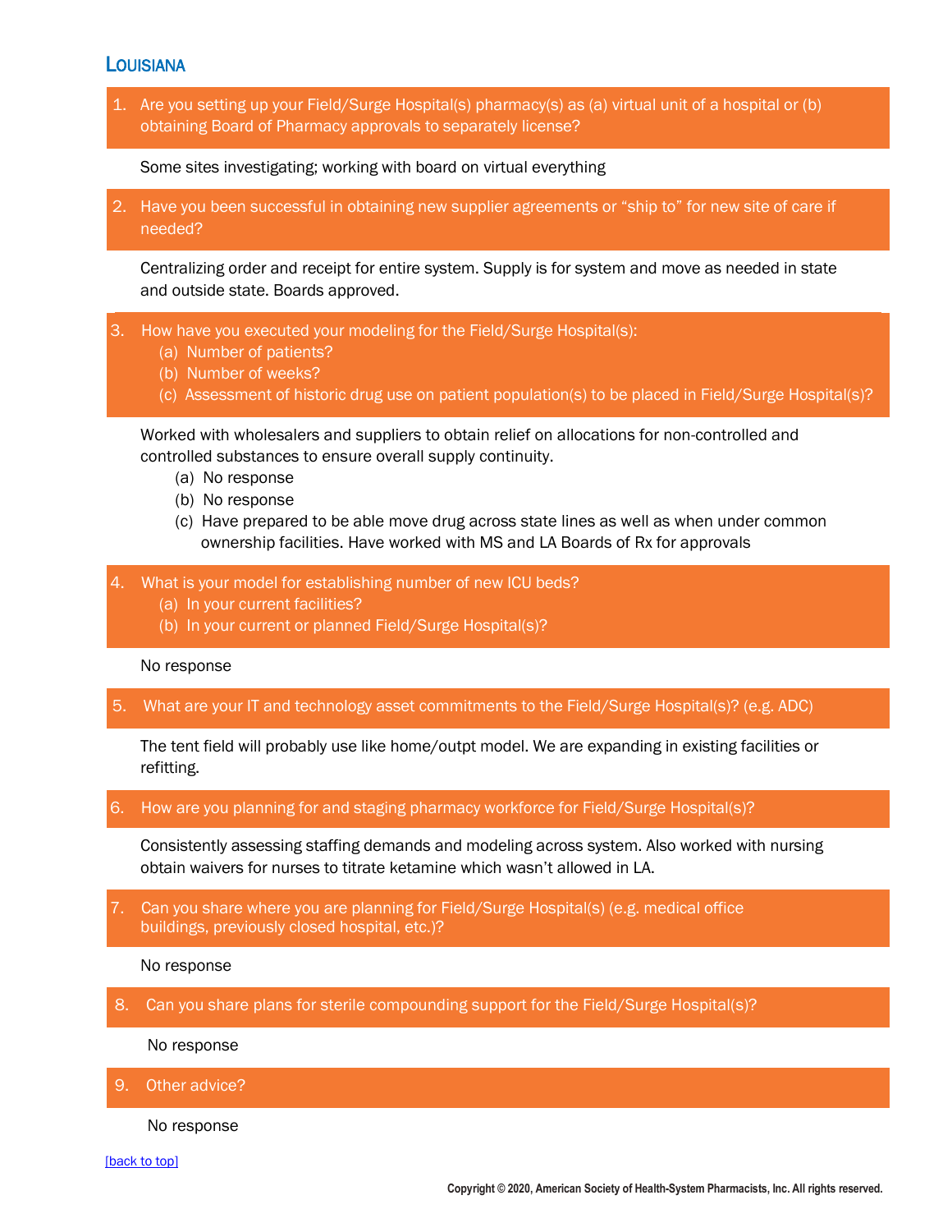## Louisiana

1. Are you setting up your Field/Surge Hospital(s) pharmacy(s) as (a) virtual unit of a hospital or (b) obtaining Board of Pharmacy approvals to separately license?

Some sites investigating; working with board on virtual everything

2. Have you been successful in obtaining new supplier agreements or "ship to" for new site of care if needed?

Centralizing order and receipt for entire system. Supply is for system and move as needed in state and outside state. Boards approved.

3. How have you executed your modeling for the Field/Surge Hospital(s):
   (a) Number of patients?
   (b) Number of weeks?
   (c) Assessment of historic drug use on patient population(s) to be placed in Field/Surge Hospital(s)?

Worked with wholesalers and suppliers to obtain relief on allocations for non-controlled and controlled substances to ensure overall supply continuity.

(a) No response
(b) No response
(c) Have prepared to be able move drug across state lines as well as when under common ownership facilities. Have worked with MS and LA Boards of Rx for approvals

4. What is your model for establishing number of new ICU beds?
   (a) In your current facilities?
   (b) In your current or planned Field/Surge Hospital(s)?

No response

5. What are your IT and technology asset commitments to the Field/Surge Hospital(s)? (e.g. ADC)

The tent field will probably use like home/outpt model. We are expanding in existing facilities or refitting.

6. How are you planning for and staging pharmacy workforce for Field/Surge Hospital(s)?

Consistently assessing staffing demands and modeling across system. Also worked with nursing obtain waivers for nurses to titrate ketamine which wasn't allowed in LA.

7. Can you share where you are planning for Field/Surge Hospital(s) (e.g. medical office buildings, previously closed hospital, etc.)?

No response

8. Can you share plans for sterile compounding support for the Field/Surge Hospital(s)?

No response

9. Other advice?

No response

[back to top]

Copyright © 2020, American Society of Health-System Pharmacists, Inc. All rights reserved.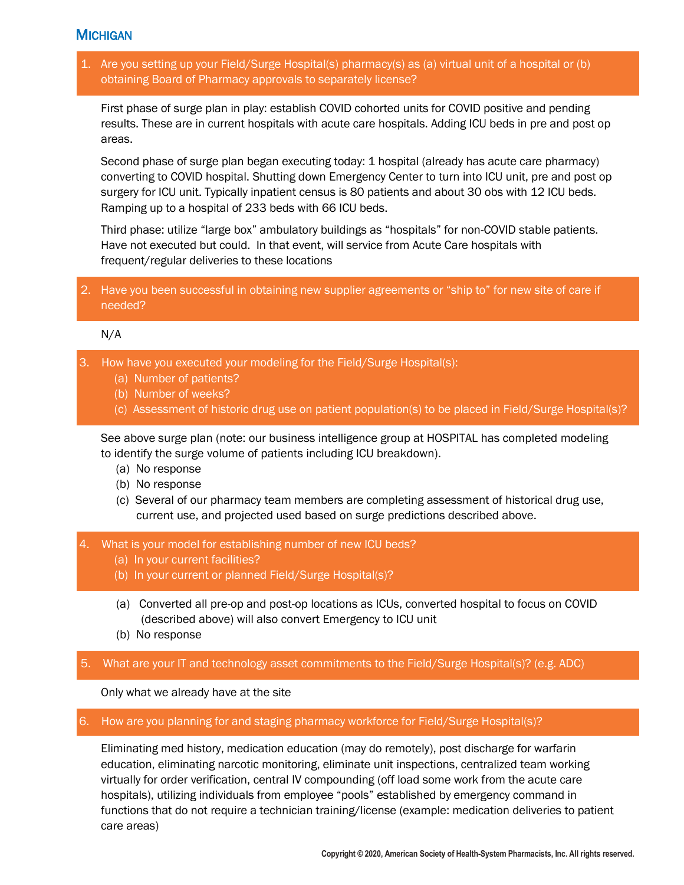## Michigan

**1. Are you setting up your Field/Surge Hospital(s) pharmacy(s) as (a) virtual unit of a hospital or (b) obtaining Board of Pharmacy approvals to separately license?**

First phase of surge plan in play: establish COVID cohorted units for COVID positive and pending results. These are in current hospitals with acute care hospitals. Adding ICU beds in pre and post op areas.

Second phase of surge plan began executing today: 1 hospital (already has acute care pharmacy) converting to COVID hospital. Shutting down Emergency Center to turn into ICU unit, pre and post op surgery for ICU unit. Typically inpatient census is 80 patients and about 30 obs with 12 ICU beds. Ramping up to a hospital of 233 beds with 66 ICU beds.

Third phase: utilize "large box" ambulatory buildings as "hospitals" for non-COVID stable patients. Have not executed but could. In that event, will service from Acute Care hospitals with frequent/regular deliveries to these locations

**2. Have you been successful in obtaining new supplier agreements or "ship to" for new site of care if needed?**

N/A

**3. How have you executed your modeling for the Field/Surge Hospital(s):**
   **(a) Number of patients?**
   **(b) Number of weeks?**
   **(c) Assessment of historic drug use on patient population(s) to be placed in Field/Surge Hospital(s)?**

See above surge plan (note: our business intelligence group at HOSPITAL has completed modeling to identify the surge volume of patients including ICU breakdown).

(a) No response
(b) No response
(c) Several of our pharmacy team members are completing assessment of historical drug use, current use, and projected used based on surge predictions described above.

**4. What is your model for establishing number of new ICU beds?**
   **(a) In your current facilities?**
   **(b) In your current or planned Field/Surge Hospital(s)?**

(a) Converted all pre-op and post-op locations as ICUs, converted hospital to focus on COVID (described above) will also convert Emergency to ICU unit
(b) No response

**5. What are your IT and technology asset commitments to the Field/Surge Hospital(s)? (e.g. ADC)**

Only what we already have at the site

**6. How are you planning for and staging pharmacy workforce for Field/Surge Hospital(s)?**

Eliminating med history, medication education (may do remotely), post discharge for warfarin education, eliminating narcotic monitoring, eliminate unit inspections, centralized team working virtually for order verification, central IV compounding (off load some work from the acute care hospitals), utilizing individuals from employee "pools" established by emergency command in functions that do not require a technician training/license (example: medication deliveries to patient care areas)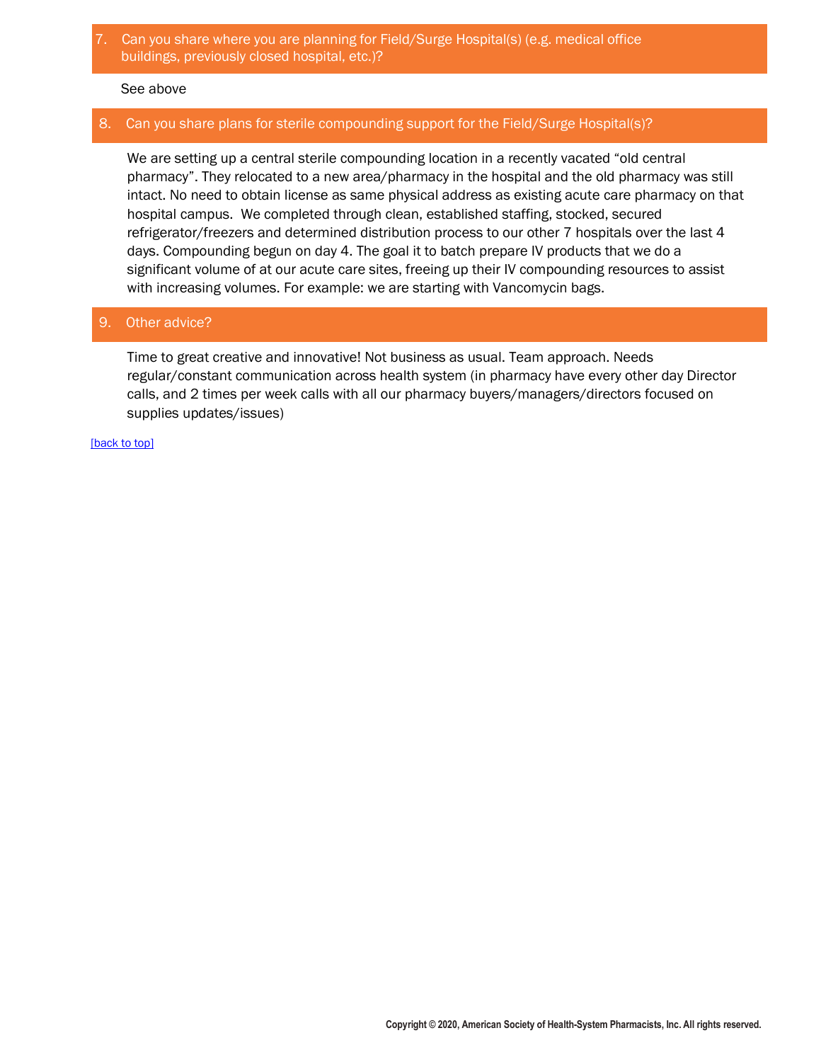### 7. Can you share where you are planning for Field/Surge Hospital(s) (e.g. medical office buildings, previously closed hospital, etc.)?

See above

### 8. Can you share plans for sterile compounding support for the Field/Surge Hospital(s)?

We are setting up a central sterile compounding location in a recently vacated “old central pharmacy”. They relocated to a new area/pharmacy in the hospital and the old pharmacy was still intact. No need to obtain license as same physical address as existing acute care pharmacy on that hospital campus. We completed through clean, established staffing, stocked, secured refrigerator/freezers and determined distribution process to our other 7 hospitals over the last 4 days. Compounding begun on day 4. The goal it to batch prepare IV products that we do a significant volume of at our acute care sites, freeing up their IV compounding resources to assist with increasing volumes. For example: we are starting with Vancomycin bags.

### 9. Other advice?

Time to great creative and innovative! Not business as usual. Team approach. Needs regular/constant communication across health system (in pharmacy have every other day Director calls, and 2 times per week calls with all our pharmacy buyers/managers/directors focused on supplies updates/issues)

[back to top]

Copyright © 2020, American Society of Health-System Pharmacists, Inc. All rights reserved.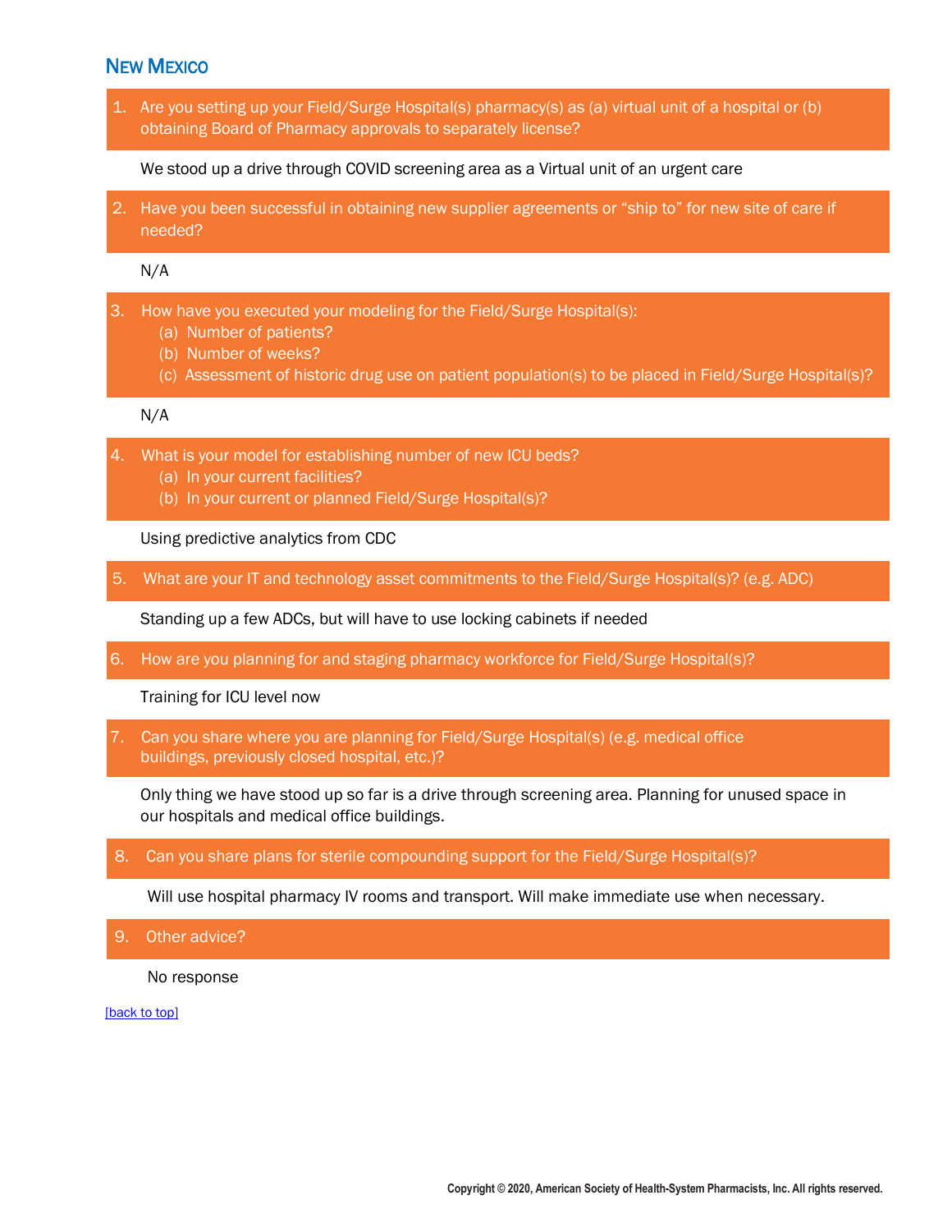## New Mexico

1. Are you setting up your Field/Surge Hospital(s) pharmacy(s) as (a) virtual unit of a hospital or (b) obtaining Board of Pharmacy approvals to separately license?

We stood up a drive through COVID screening area as a Virtual unit of an urgent care

2. Have you been successful in obtaining new supplier agreements or "ship to" for new site of care if needed?

N/A

3. How have you executed your modeling for the Field/Surge Hospital(s):
   (a) Number of patients?
   (b) Number of weeks?
   (c) Assessment of historic drug use on patient population(s) to be placed in Field/Surge Hospital(s)?

N/A

4. What is your model for establishing number of new ICU beds?
   (a) In your current facilities?
   (b) In your current or planned Field/Surge Hospital(s)?

Using predictive analytics from CDC

5. What are your IT and technology asset commitments to the Field/Surge Hospital(s)? (e.g. ADC)

Standing up a few ADCs, but will have to use locking cabinets if needed

6. How are you planning for and staging pharmacy workforce for Field/Surge Hospital(s)?

Training for ICU level now

7. Can you share where you are planning for Field/Surge Hospital(s) (e.g. medical office buildings, previously closed hospital, etc.)?

Only thing we have stood up so far is a drive through screening area. Planning for unused space in our hospitals and medical office buildings.

8. Can you share plans for sterile compounding support for the Field/Surge Hospital(s)?

Will use hospital pharmacy IV rooms and transport. Will make immediate use when necessary.

9. Other advice?

No response

[back to top]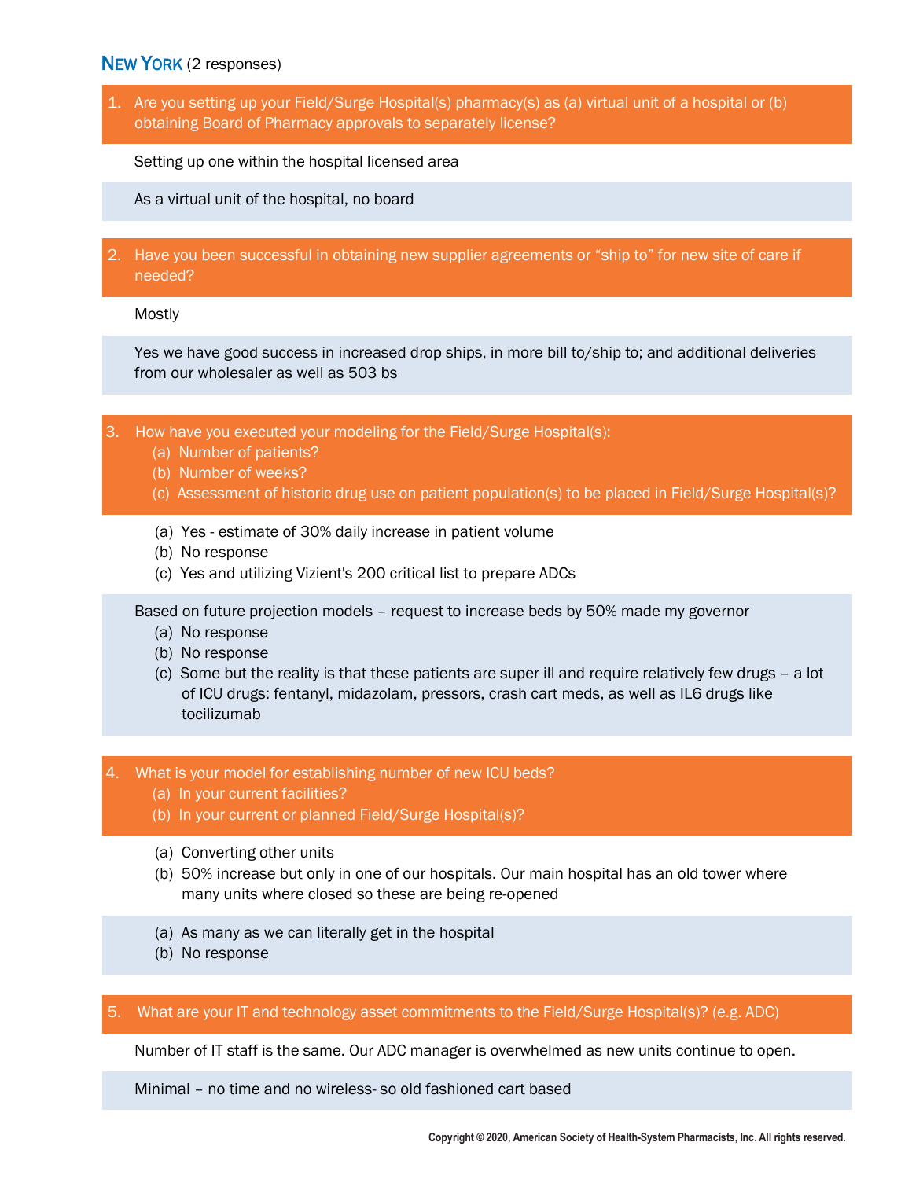## NEW YORK (2 responses)

**1. Are you setting up your Field/Surge Hospital(s) pharmacy(s) as (a) virtual unit of a hospital or (b) obtaining Board of Pharmacy approvals to separately license?**

Setting up one within the hospital licensed area

As a virtual unit of the hospital, no board

**2. Have you been successful in obtaining new supplier agreements or "ship to" for new site of care if needed?**

Mostly

Yes we have good success in increased drop ships, in more bill to/ship to; and additional deliveries from our wholesaler as well as 503 bs

**3. How have you executed your modeling for the Field/Surge Hospital(s):**
**(a) Number of patients?**
**(b) Number of weeks?**
**(c) Assessment of historic drug use on patient population(s) to be placed in Field/Surge Hospital(s)?**

(a) Yes - estimate of 30% daily increase in patient volume
(b) No response
(c) Yes and utilizing Vizient's 200 critical list to prepare ADCs

Based on future projection models – request to increase beds by 50% made my governor
(a) No response
(b) No response
(c) Some but the reality is that these patients are super ill and require relatively few drugs – a lot of ICU drugs: fentanyl, midazolam, pressors, crash cart meds, as well as IL6 drugs like tocilizumab

**4. What is your model for establishing number of new ICU beds?**
**(a) In your current facilities?**
**(b) In your current or planned Field/Surge Hospital(s)?**

(a) Converting other units
(b) 50% increase but only in one of our hospitals. Our main hospital has an old tower where many units where closed so these are being re-opened

(a) As many as we can literally get in the hospital
(b) No response

**5. What are your IT and technology asset commitments to the Field/Surge Hospital(s)? (e.g. ADC)**

Number of IT staff is the same. Our ADC manager is overwhelmed as new units continue to open.

Minimal – no time and no wireless- so old fashioned cart based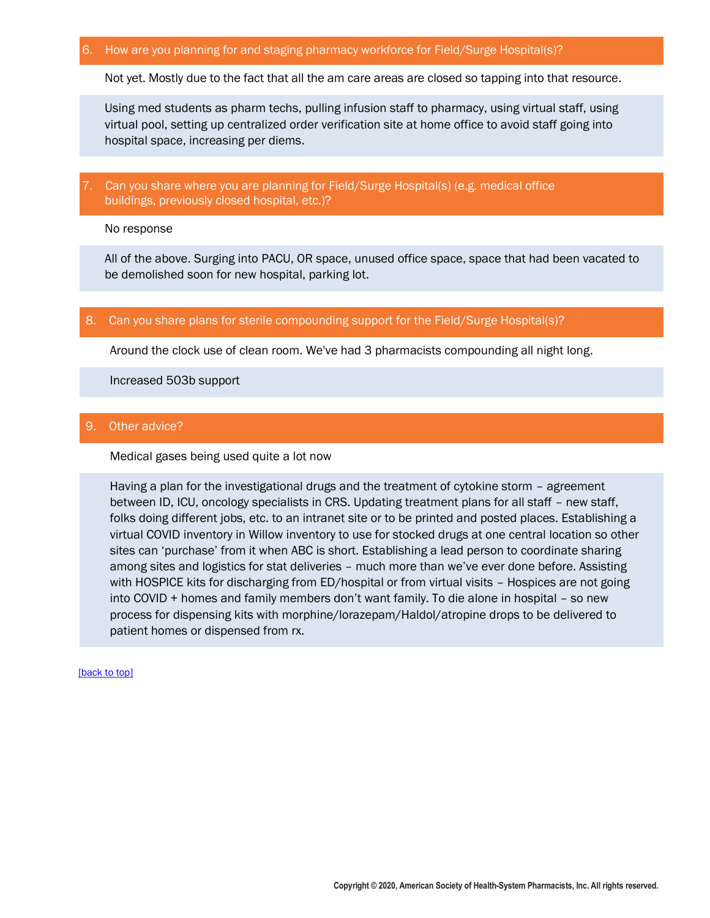## 6. How are you planning for and staging pharmacy workforce for Field/Surge Hospital(s)?

Not yet. Mostly due to the fact that all the am care areas are closed so tapping into that resource.

Using med students as pharm techs, pulling infusion staff to pharmacy, using virtual staff, using virtual pool, setting up centralized order verification site at home office to avoid staff going into hospital space, increasing per diems.

## 7. Can you share where you are planning for Field/Surge Hospital(s) (e.g. medical office buildings, previously closed hospital, etc.)?

No response

All of the above. Surging into PACU, OR space, unused office space, space that had been vacated to be demolished soon for new hospital, parking lot.

## 8. Can you share plans for sterile compounding support for the Field/Surge Hospital(s)?

Around the clock use of clean room. We've had 3 pharmacists compounding all night long.

Increased 503b support

## 9. Other advice?

Medical gases being used quite a lot now

Having a plan for the investigational drugs and the treatment of cytokine storm – agreement between ID, ICU, oncology specialists in CRS. Updating treatment plans for all staff – new staff, folks doing different jobs, etc. to an intranet site or to be printed and posted places. Establishing a virtual COVID inventory in Willow inventory to use for stocked drugs at one central location so other sites can 'purchase' from it when ABC is short. Establishing a lead person to coordinate sharing among sites and logistics for stat deliveries – much more than we've ever done before. Assisting with HOSPICE kits for discharging from ED/hospital or from virtual visits – Hospices are not going into COVID + homes and family members don't want family. To die alone in hospital – so new process for dispensing kits with morphine/lorazepam/Haldol/atropine drops to be delivered to patient homes or dispensed from rx.

[back to top]

Copyright © 2020, American Society of Health-System Pharmacists, Inc. All rights reserved.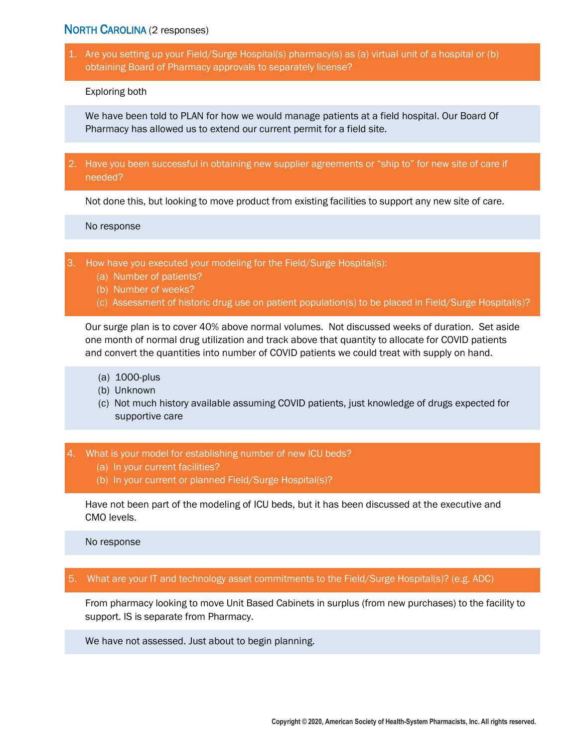## North Carolina (2 responses)

**1. Are you setting up your Field/Surge Hospital(s) pharmacy(s) as (a) virtual unit of a hospital or (b) obtaining Board of Pharmacy approvals to separately license?**

Exploring both

We have been told to PLAN for how we would manage patients at a field hospital. Our Board Of Pharmacy has allowed us to extend our current permit for a field site.

**2. Have you been successful in obtaining new supplier agreements or "ship to" for new site of care if needed?**

Not done this, but looking to move product from existing facilities to support any new site of care.

No response

**3. How have you executed your modeling for the Field/Surge Hospital(s):**
- **(a) Number of patients?**
- **(b) Number of weeks?**
- **(c) Assessment of historic drug use on patient population(s) to be placed in Field/Surge Hospital(s)?**

Our surge plan is to cover 40% above normal volumes. Not discussed weeks of duration. Set aside one month of normal drug utilization and track above that quantity to allocate for COVID patients and convert the quantities into number of COVID patients we could treat with supply on hand.

- (a) 1000-plus
- (b) Unknown
- (c) Not much history available assuming COVID patients, just knowledge of drugs expected for supportive care

**4. What is your model for establishing number of new ICU beds?**
- **(a) In your current facilities?**
- **(b) In your current or planned Field/Surge Hospital(s)?**

Have not been part of the modeling of ICU beds, but it has been discussed at the executive and CMO levels.

No response

**5. What are your IT and technology asset commitments to the Field/Surge Hospital(s)? (e.g. ADC)**

From pharmacy looking to move Unit Based Cabinets in surplus (from new purchases) to the facility to support. IS is separate from Pharmacy.

We have not assessed. Just about to begin planning.

Copyright © 2020, American Society of Health-System Pharmacists, Inc. All rights reserved.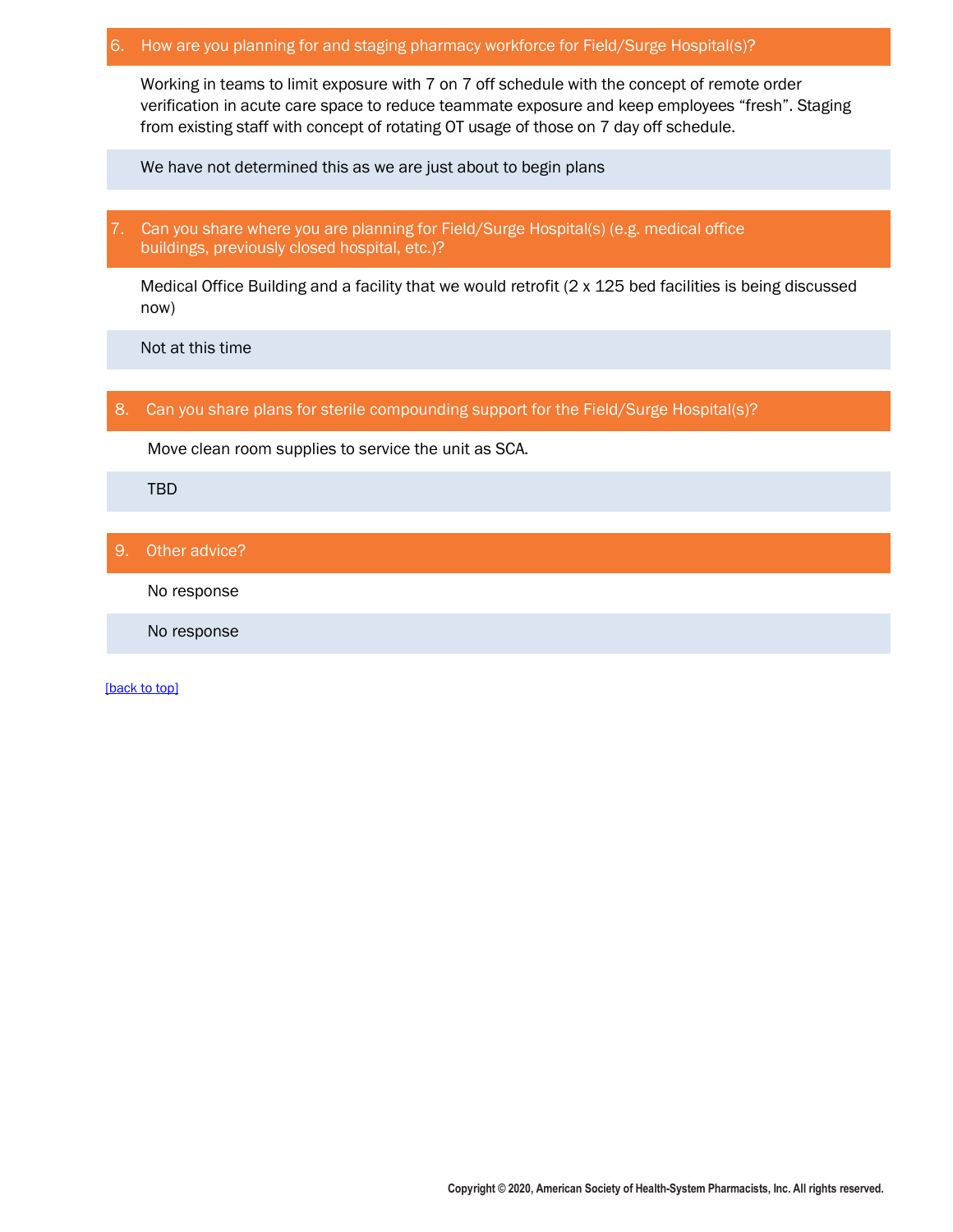### 6. How are you planning for and staging pharmacy workforce for Field/Surge Hospital(s)?

Working in teams to limit exposure with 7 on 7 off schedule with the concept of remote order verification in acute care space to reduce teammate exposure and keep employees "fresh". Staging from existing staff with concept of rotating OT usage of those on 7 day off schedule.

We have not determined this as we are just about to begin plans

### 7. Can you share where you are planning for Field/Surge Hospital(s) (e.g. medical office buildings, previously closed hospital, etc.)?

Medical Office Building and a facility that we would retrofit (2 x 125 bed facilities is being discussed now)

Not at this time

### 8. Can you share plans for sterile compounding support for the Field/Surge Hospital(s)?

Move clean room supplies to service the unit as SCA.

TBD

### 9. Other advice?

No response

No response

[back to top]

Copyright © 2020, American Society of Health-System Pharmacists, Inc. All rights reserved.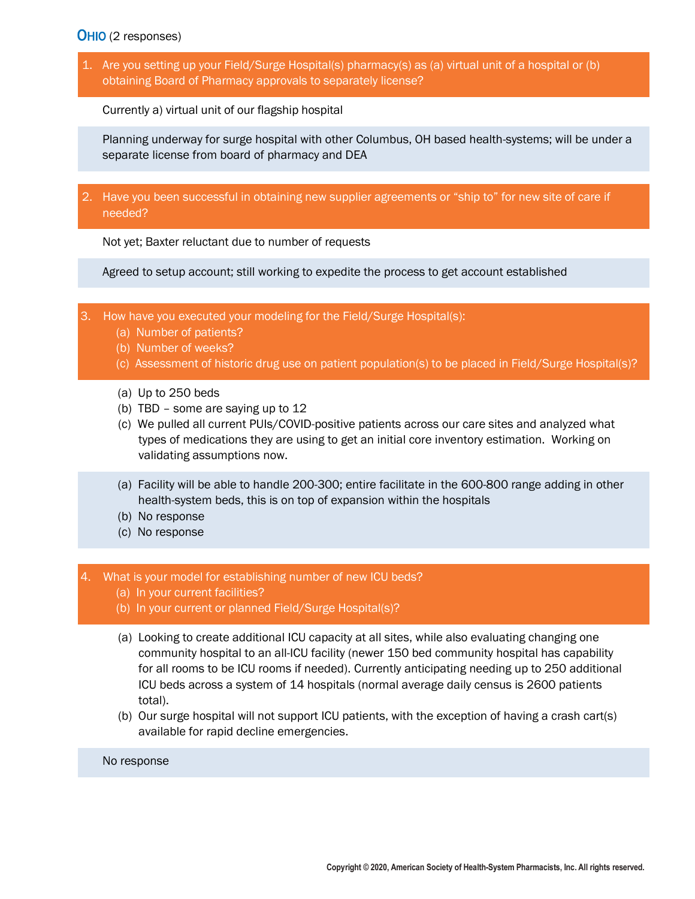## OHIO (2 responses)

**1. Are you setting up your Field/Surge Hospital(s) pharmacy(s) as (a) virtual unit of a hospital or (b) obtaining Board of Pharmacy approvals to separately license?**

Currently a) virtual unit of our flagship hospital

Planning underway for surge hospital with other Columbus, OH based health-systems; will be under a separate license from board of pharmacy and DEA

**2. Have you been successful in obtaining new supplier agreements or "ship to" for new site of care if needed?**

Not yet; Baxter reluctant due to number of requests

Agreed to setup account; still working to expedite the process to get account established

**3. How have you executed your modeling for the Field/Surge Hospital(s):**
- **(a) Number of patients?**
- **(b) Number of weeks?**
- **(c) Assessment of historic drug use on patient population(s) to be placed in Field/Surge Hospital(s)?**

(a) Up to 250 beds
(b) TBD – some are saying up to 12
(c) We pulled all current PUIs/COVID-positive patients across our care sites and analyzed what types of medications they are using to get an initial core inventory estimation. Working on validating assumptions now.

(a) Facility will be able to handle 200-300; entire facilitate in the 600-800 range adding in other health-system beds, this is on top of expansion within the hospitals
(b) No response
(c) No response

**4. What is your model for establishing number of new ICU beds?**
- **(a) In your current facilities?**
- **(b) In your current or planned Field/Surge Hospital(s)?**

(a) Looking to create additional ICU capacity at all sites, while also evaluating changing one community hospital to an all-ICU facility (newer 150 bed community hospital has capability for all rooms to be ICU rooms if needed). Currently anticipating needing up to 250 additional ICU beds across a system of 14 hospitals (normal average daily census is 2600 patients total).
(b) Our surge hospital will not support ICU patients, with the exception of having a crash cart(s) available for rapid decline emergencies.

No response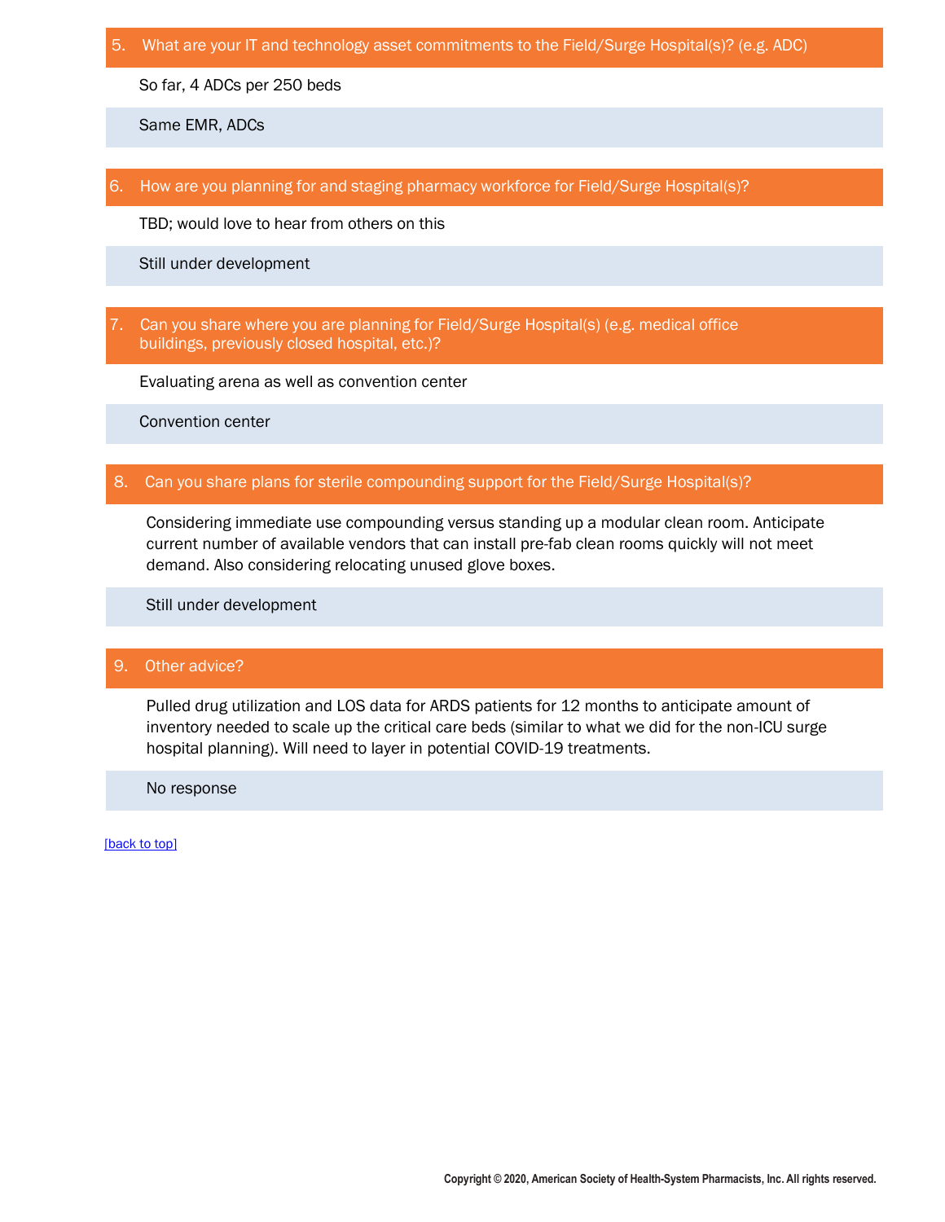## 5. What are your IT and technology asset commitments to the Field/Surge Hospital(s)? (e.g. ADC)

So far, 4 ADCs per 250 beds

Same EMR, ADCs

## 6. How are you planning for and staging pharmacy workforce for Field/Surge Hospital(s)?

TBD; would love to hear from others on this

Still under development

## 7. Can you share where you are planning for Field/Surge Hospital(s) (e.g. medical office buildings, previously closed hospital, etc.)?

Evaluating arena as well as convention center

Convention center

## 8. Can you share plans for sterile compounding support for the Field/Surge Hospital(s)?

Considering immediate use compounding versus standing up a modular clean room. Anticipate current number of available vendors that can install pre-fab clean rooms quickly will not meet demand. Also considering relocating unused glove boxes.

Still under development

## 9. Other advice?

Pulled drug utilization and LOS data for ARDS patients for 12 months to anticipate amount of inventory needed to scale up the critical care beds (similar to what we did for the non-ICU surge hospital planning). Will need to layer in potential COVID-19 treatments.

No response

[back to top]

Copyright © 2020, American Society of Health-System Pharmacists, Inc. All rights reserved.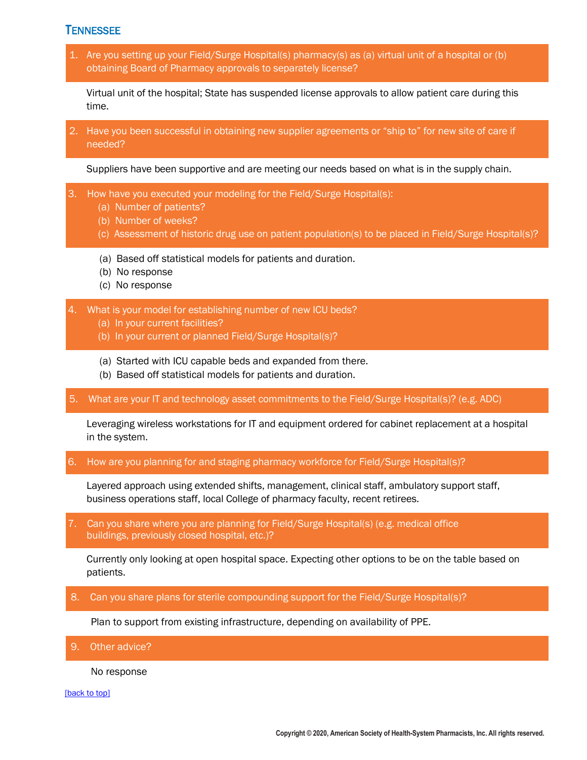## Tennessee

1. Are you setting up your Field/Surge Hospital(s) pharmacy(s) as (a) virtual unit of a hospital or (b) obtaining Board of Pharmacy approvals to separately license?

Virtual unit of the hospital; State has suspended license approvals to allow patient care during this time.

2. Have you been successful in obtaining new supplier agreements or "ship to" for new site of care if needed?

Suppliers have been supportive and are meeting our needs based on what is in the supply chain.

3. How have you executed your modeling for the Field/Surge Hospital(s):
   (a) Number of patients?
   (b) Number of weeks?
   (c) Assessment of historic drug use on patient population(s) to be placed in Field/Surge Hospital(s)?

(a) Based off statistical models for patients and duration.
(b) No response
(c) No response

4. What is your model for establishing number of new ICU beds?
   (a) In your current facilities?
   (b) In your current or planned Field/Surge Hospital(s)?

(a) Started with ICU capable beds and expanded from there.
(b) Based off statistical models for patients and duration.

5. What are your IT and technology asset commitments to the Field/Surge Hospital(s)? (e.g. ADC)

Leveraging wireless workstations for IT and equipment ordered for cabinet replacement at a hospital in the system.

6. How are you planning for and staging pharmacy workforce for Field/Surge Hospital(s)?

Layered approach using extended shifts, management, clinical staff, ambulatory support staff, business operations staff, local College of pharmacy faculty, recent retirees.

7. Can you share where you are planning for Field/Surge Hospital(s) (e.g. medical office buildings, previously closed hospital, etc.)?

Currently only looking at open hospital space. Expecting other options to be on the table based on patients.

8. Can you share plans for sterile compounding support for the Field/Surge Hospital(s)?

Plan to support from existing infrastructure, depending on availability of PPE.

9. Other advice?

No response

[back to top]

Copyright © 2020, American Society of Health-System Pharmacists, Inc. All rights reserved.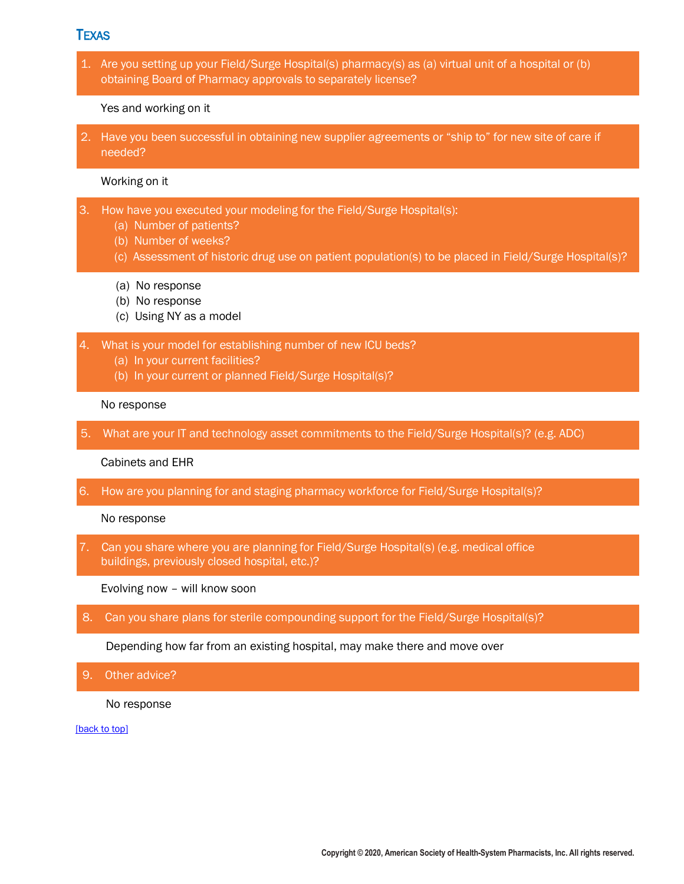## Texas

1. Are you setting up your Field/Surge Hospital(s) pharmacy(s) as (a) virtual unit of a hospital or (b) obtaining Board of Pharmacy approvals to separately license?

Yes and working on it

2. Have you been successful in obtaining new supplier agreements or "ship to" for new site of care if needed?

Working on it

3. How have you executed your modeling for the Field/Surge Hospital(s):
   (a) Number of patients?
   (b) Number of weeks?
   (c) Assessment of historic drug use on patient population(s) to be placed in Field/Surge Hospital(s)?

(a) No response
(b) No response
(c) Using NY as a model

4. What is your model for establishing number of new ICU beds?
   (a) In your current facilities?
   (b) In your current or planned Field/Surge Hospital(s)?

No response

5. What are your IT and technology asset commitments to the Field/Surge Hospital(s)? (e.g. ADC)

Cabinets and EHR

6. How are you planning for and staging pharmacy workforce for Field/Surge Hospital(s)?

No response

7. Can you share where you are planning for Field/Surge Hospital(s) (e.g. medical office buildings, previously closed hospital, etc.)?

Evolving now – will know soon

8. Can you share plans for sterile compounding support for the Field/Surge Hospital(s)?

Depending how far from an existing hospital, may make there and move over

9. Other advice?

No response

[back to top]

Copyright © 2020, American Society of Health-System Pharmacists, Inc. All rights reserved.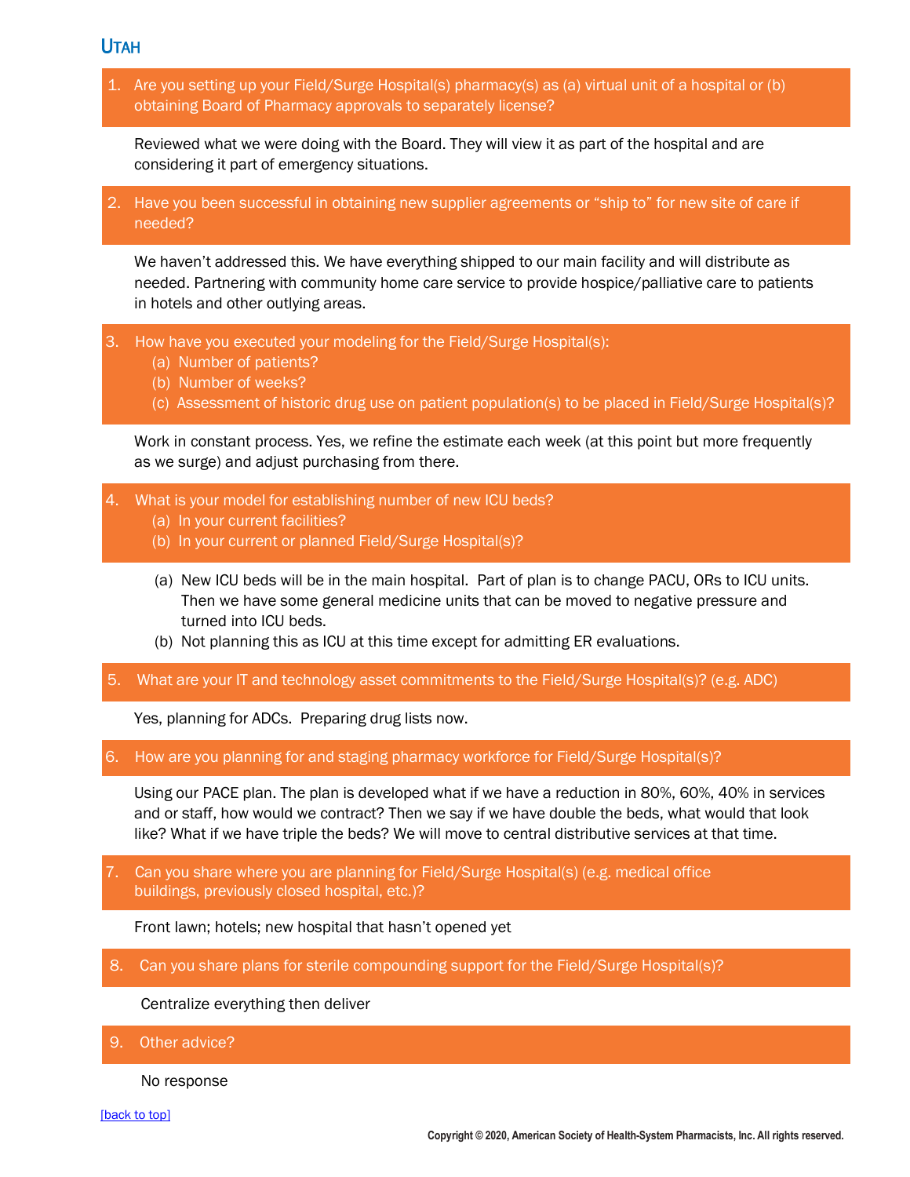## Utah

**1. Are you setting up your Field/Surge Hospital(s) pharmacy(s) as (a) virtual unit of a hospital or (b) obtaining Board of Pharmacy approvals to separately license?**

Reviewed what we were doing with the Board. They will view it as part of the hospital and are considering it part of emergency situations.

**2. Have you been successful in obtaining new supplier agreements or "ship to" for new site of care if needed?**

We haven't addressed this. We have everything shipped to our main facility and will distribute as needed. Partnering with community home care service to provide hospice/palliative care to patients in hotels and other outlying areas.

**3. How have you executed your modeling for the Field/Surge Hospital(s):**
- **(a) Number of patients?**
- **(b) Number of weeks?**
- **(c) Assessment of historic drug use on patient population(s) to be placed in Field/Surge Hospital(s)?**

Work in constant process. Yes, we refine the estimate each week (at this point but more frequently as we surge) and adjust purchasing from there.

**4. What is your model for establishing number of new ICU beds?**
- **(a) In your current facilities?**
- **(b) In your current or planned Field/Surge Hospital(s)?**

(a) New ICU beds will be in the main hospital. Part of plan is to change PACU, ORs to ICU units. Then we have some general medicine units that can be moved to negative pressure and turned into ICU beds.
(b) Not planning this as ICU at this time except for admitting ER evaluations.

**5. What are your IT and technology asset commitments to the Field/Surge Hospital(s)? (e.g. ADC)**

Yes, planning for ADCs. Preparing drug lists now.

**6. How are you planning for and staging pharmacy workforce for Field/Surge Hospital(s)?**

Using our PACE plan. The plan is developed what if we have a reduction in 80%, 60%, 40% in services and or staff, how would we contract? Then we say if we have double the beds, what would that look like? What if we have triple the beds? We will move to central distributive services at that time.

**7. Can you share where you are planning for Field/Surge Hospital(s) (e.g. medical office buildings, previously closed hospital, etc.)?**

Front lawn; hotels; new hospital that hasn't opened yet

**8. Can you share plans for sterile compounding support for the Field/Surge Hospital(s)?**

Centralize everything then deliver

**9. Other advice?**

No response

[back to top]

Copyright © 2020, American Society of Health-System Pharmacists, Inc. All rights reserved.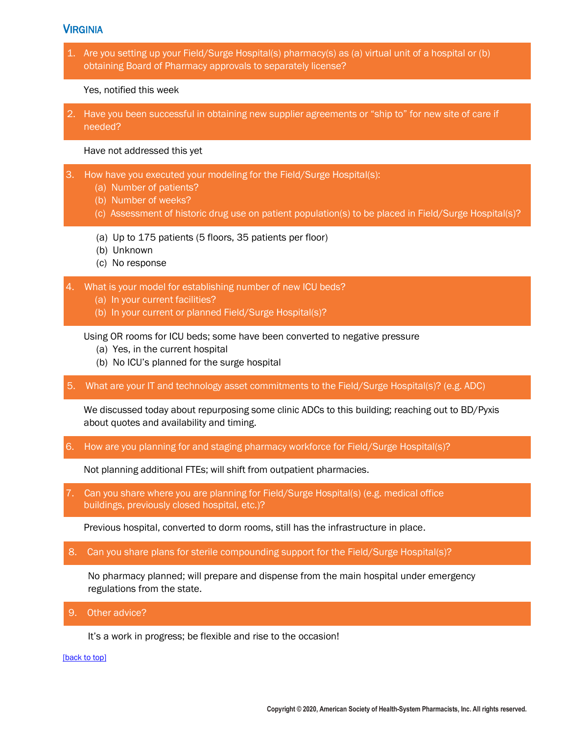## VIRGINIA

1. Are you setting up your Field/Surge Hospital(s) pharmacy(s) as (a) virtual unit of a hospital or (b) obtaining Board of Pharmacy approvals to separately license?

Yes, notified this week

2. Have you been successful in obtaining new supplier agreements or "ship to" for new site of care if needed?

Have not addressed this yet

3. How have you executed your modeling for the Field/Surge Hospital(s):
   (a) Number of patients?
   (b) Number of weeks?
   (c) Assessment of historic drug use on patient population(s) to be placed in Field/Surge Hospital(s)?

(a) Up to 175 patients (5 floors, 35 patients per floor)
(b) Unknown
(c) No response

4. What is your model for establishing number of new ICU beds?
   (a) In your current facilities?
   (b) In your current or planned Field/Surge Hospital(s)?

Using OR rooms for ICU beds; some have been converted to negative pressure
(a) Yes, in the current hospital
(b) No ICU's planned for the surge hospital

5. What are your IT and technology asset commitments to the Field/Surge Hospital(s)? (e.g. ADC)

We discussed today about repurposing some clinic ADCs to this building; reaching out to BD/Pyxis about quotes and availability and timing.

6. How are you planning for and staging pharmacy workforce for Field/Surge Hospital(s)?

Not planning additional FTEs; will shift from outpatient pharmacies.

7. Can you share where you are planning for Field/Surge Hospital(s) (e.g. medical office buildings, previously closed hospital, etc.)?

Previous hospital, converted to dorm rooms, still has the infrastructure in place.

8. Can you share plans for sterile compounding support for the Field/Surge Hospital(s)?

No pharmacy planned; will prepare and dispense from the main hospital under emergency regulations from the state.

9. Other advice?

It's a work in progress; be flexible and rise to the occasion!

[back to top]

Copyright © 2020, American Society of Health-System Pharmacists, Inc. All rights reserved.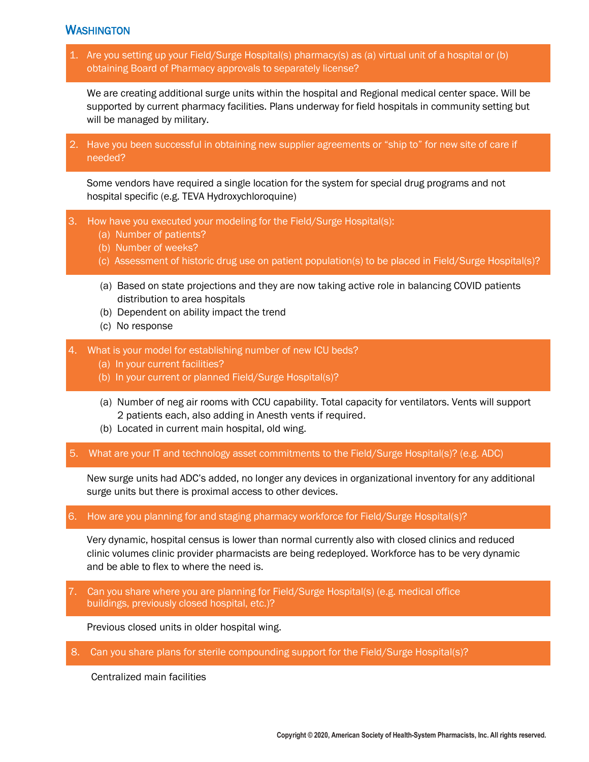## Washington

**1. Are you setting up your Field/Surge Hospital(s) pharmacy(s) as (a) virtual unit of a hospital or (b) obtaining Board of Pharmacy approvals to separately license?**

We are creating additional surge units within the hospital and Regional medical center space. Will be supported by current pharmacy facilities. Plans underway for field hospitals in community setting but will be managed by military.

**2. Have you been successful in obtaining new supplier agreements or "ship to" for new site of care if needed?**

Some vendors have required a single location for the system for special drug programs and not hospital specific (e.g. TEVA Hydroxychloroquine)

**3. How have you executed your modeling for the Field/Surge Hospital(s):**
- **(a) Number of patients?**
- **(b) Number of weeks?**
- **(c) Assessment of historic drug use on patient population(s) to be placed in Field/Surge Hospital(s)?**

(a) Based on state projections and they are now taking active role in balancing COVID patients distribution to area hospitals
(b) Dependent on ability impact the trend
(c) No response

**4. What is your model for establishing number of new ICU beds?**
- **(a) In your current facilities?**
- **(b) In your current or planned Field/Surge Hospital(s)?**

(a) Number of neg air rooms with CCU capability. Total capacity for ventilators. Vents will support 2 patients each, also adding in Anesth vents if required.
(b) Located in current main hospital, old wing.

**5. What are your IT and technology asset commitments to the Field/Surge Hospital(s)? (e.g. ADC)**

New surge units had ADC's added, no longer any devices in organizational inventory for any additional surge units but there is proximal access to other devices.

**6. How are you planning for and staging pharmacy workforce for Field/Surge Hospital(s)?**

Very dynamic, hospital census is lower than normal currently also with closed clinics and reduced clinic volumes clinic provider pharmacists are being redeployed. Workforce has to be very dynamic and be able to flex to where the need is.

**7. Can you share where you are planning for Field/Surge Hospital(s) (e.g. medical office buildings, previously closed hospital, etc.)?**

Previous closed units in older hospital wing.

**8. Can you share plans for sterile compounding support for the Field/Surge Hospital(s)?**

Centralized main facilities

Copyright © 2020, American Society of Health-System Pharmacists, Inc. All rights reserved.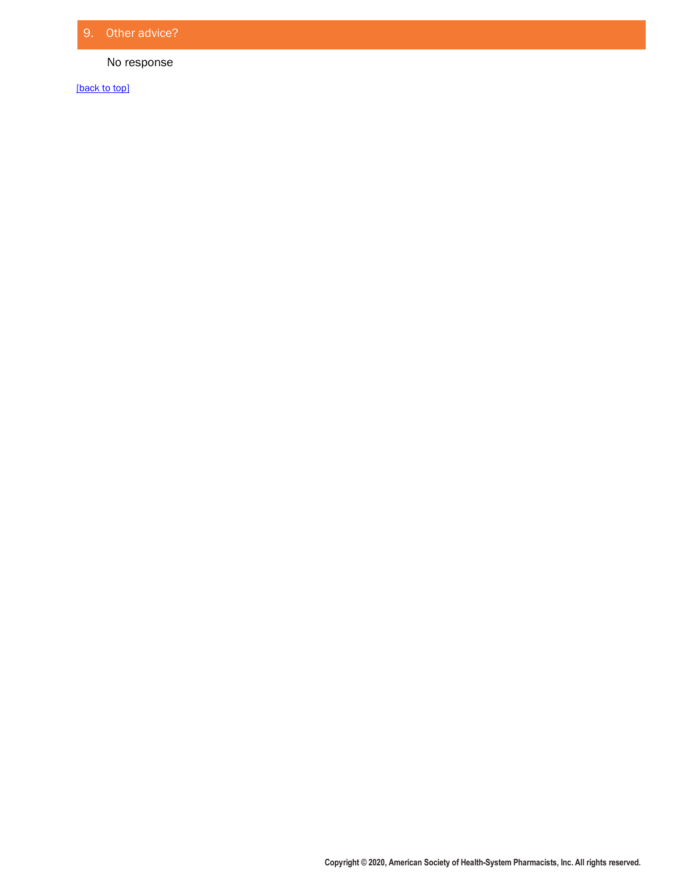## 9. Other advice?

No response

[back to top]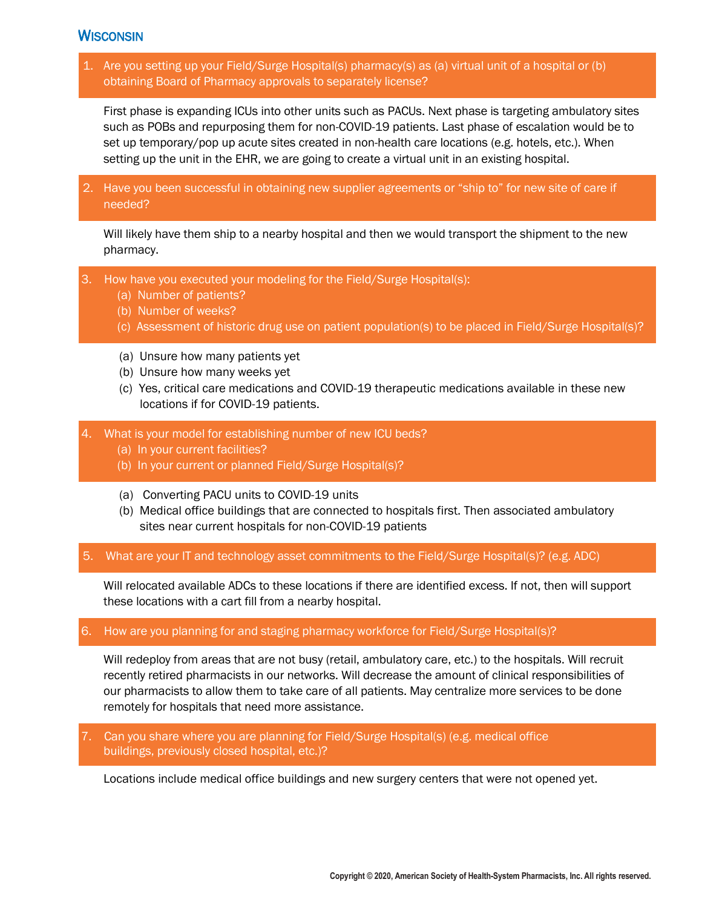## Wisconsin

**1. Are you setting up your Field/Surge Hospital(s) pharmacy(s) as (a) virtual unit of a hospital or (b) obtaining Board of Pharmacy approvals to separately license?**

First phase is expanding ICUs into other units such as PACUs. Next phase is targeting ambulatory sites such as POBs and repurposing them for non-COVID-19 patients. Last phase of escalation would be to set up temporary/pop up acute sites created in non-health care locations (e.g. hotels, etc.). When setting up the unit in the EHR, we are going to create a virtual unit in an existing hospital.

**2. Have you been successful in obtaining new supplier agreements or "ship to" for new site of care if needed?**

Will likely have them ship to a nearby hospital and then we would transport the shipment to the new pharmacy.

**3. How have you executed your modeling for the Field/Surge Hospital(s):**
- **(a) Number of patients?**
- **(b) Number of weeks?**
- **(c) Assessment of historic drug use on patient population(s) to be placed in Field/Surge Hospital(s)?**

(a) Unsure how many patients yet
(b) Unsure how many weeks yet
(c) Yes, critical care medications and COVID-19 therapeutic medications available in these new locations if for COVID-19 patients.

**4. What is your model for establishing number of new ICU beds?**
- **(a) In your current facilities?**
- **(b) In your current or planned Field/Surge Hospital(s)?**

(a) Converting PACU units to COVID-19 units
(b) Medical office buildings that are connected to hospitals first. Then associated ambulatory sites near current hospitals for non-COVID-19 patients

**5. What are your IT and technology asset commitments to the Field/Surge Hospital(s)? (e.g. ADC)**

Will relocated available ADCs to these locations if there are identified excess. If not, then will support these locations with a cart fill from a nearby hospital.

**6. How are you planning for and staging pharmacy workforce for Field/Surge Hospital(s)?**

Will redeploy from areas that are not busy (retail, ambulatory care, etc.) to the hospitals. Will recruit recently retired pharmacists in our networks. Will decrease the amount of clinical responsibilities of our pharmacists to allow them to take care of all patients. May centralize more services to be done remotely for hospitals that need more assistance.

**7. Can you share where you are planning for Field/Surge Hospital(s) (e.g. medical office buildings, previously closed hospital, etc.)?**

Locations include medical office buildings and new surgery centers that were not opened yet.

Copyright © 2020, American Society of Health-System Pharmacists, Inc. All rights reserved.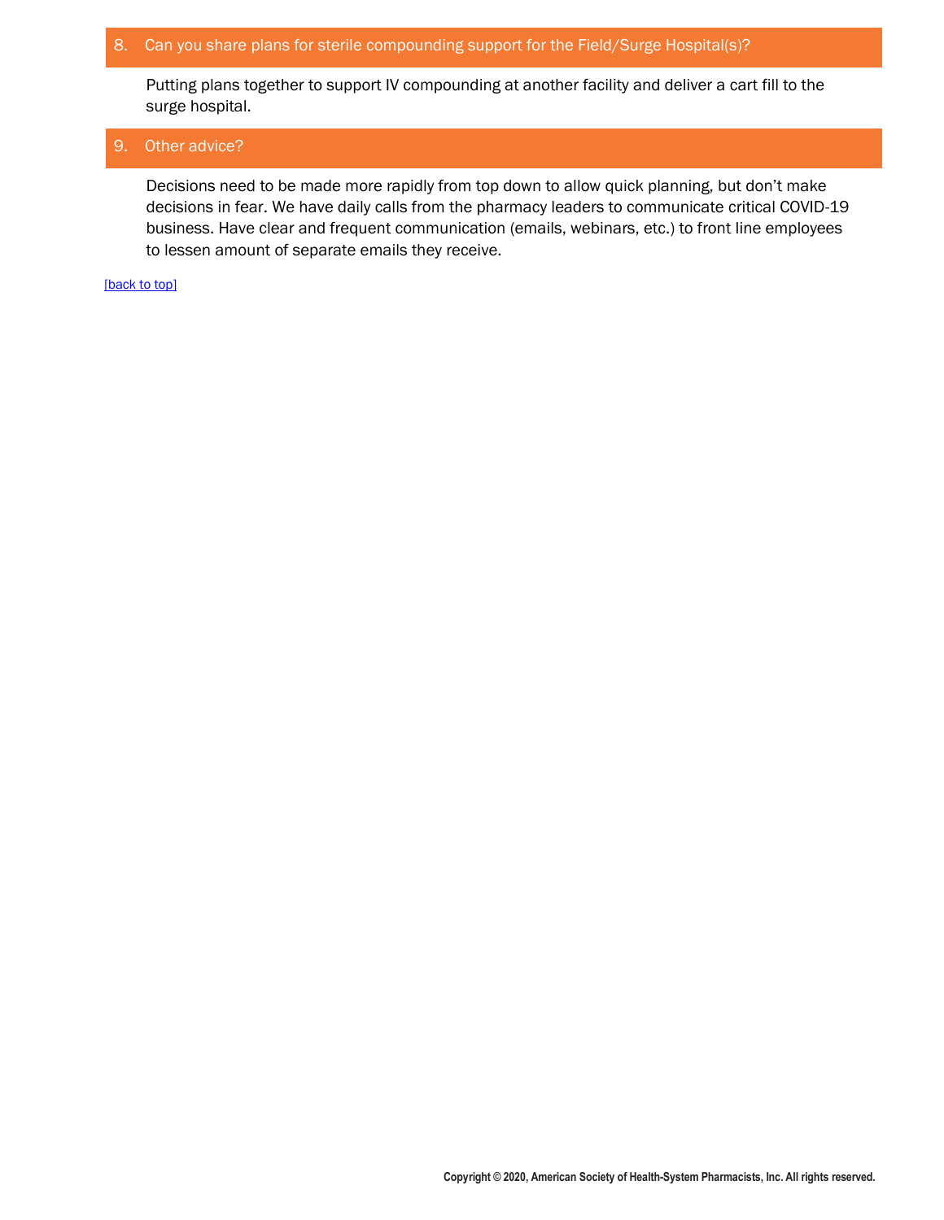8. Can you share plans for sterile compounding support for the Field/Surge Hospital(s)?

Putting plans together to support IV compounding at another facility and deliver a cart fill to the surge hospital.

9. Other advice?

Decisions need to be made more rapidly from top down to allow quick planning, but don't make decisions in fear. We have daily calls from the pharmacy leaders to communicate critical COVID-19 business. Have clear and frequent communication (emails, webinars, etc.) to front line employees to lessen amount of separate emails they receive.

[back to top]

Copyright © 2020, American Society of Health-System Pharmacists, Inc. All rights reserved.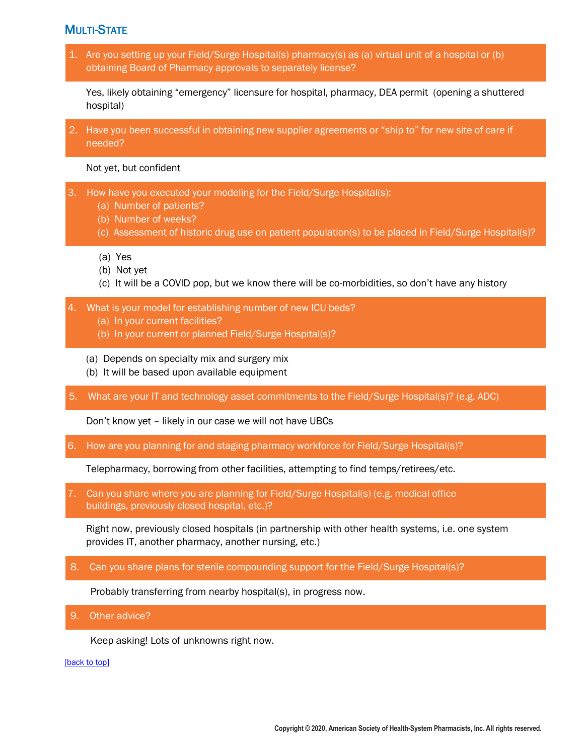## Multi-State

**1. Are you setting up your Field/Surge Hospital(s) pharmacy(s) as (a) virtual unit of a hospital or (b) obtaining Board of Pharmacy approvals to separately license?**

Yes, likely obtaining "emergency" licensure for hospital, pharmacy, DEA permit (opening a shuttered hospital)

**2. Have you been successful in obtaining new supplier agreements or "ship to" for new site of care if needed?**

Not yet, but confident

**3. How have you executed your modeling for the Field/Surge Hospital(s):**
   **(a) Number of patients?**
   **(b) Number of weeks?**
   **(c) Assessment of historic drug use on patient population(s) to be placed in Field/Surge Hospital(s)?**

(a) Yes
(b) Not yet
(c) It will be a COVID pop, but we know there will be co-morbidities, so don't have any history

**4. What is your model for establishing number of new ICU beds?**
   **(a) In your current facilities?**
   **(b) In your current or planned Field/Surge Hospital(s)?**

(a) Depends on specialty mix and surgery mix
(b) It will be based upon available equipment

**5. What are your IT and technology asset commitments to the Field/Surge Hospital(s)? (e.g. ADC)**

Don't know yet – likely in our case we will not have UBCs

**6. How are you planning for and staging pharmacy workforce for Field/Surge Hospital(s)?**

Telepharmacy, borrowing from other facilities, attempting to find temps/retirees/etc.

**7. Can you share where you are planning for Field/Surge Hospital(s) (e.g. medical office buildings, previously closed hospital, etc.)?**

Right now, previously closed hospitals (in partnership with other health systems, i.e. one system provides IT, another pharmacy, another nursing, etc.)

**8. Can you share plans for sterile compounding support for the Field/Surge Hospital(s)?**

Probably transferring from nearby hospital(s), in progress now.

**9. Other advice?**

Keep asking! Lots of unknowns right now.

[back to top]

Copyright © 2020, American Society of Health-System Pharmacists, Inc. All rights reserved.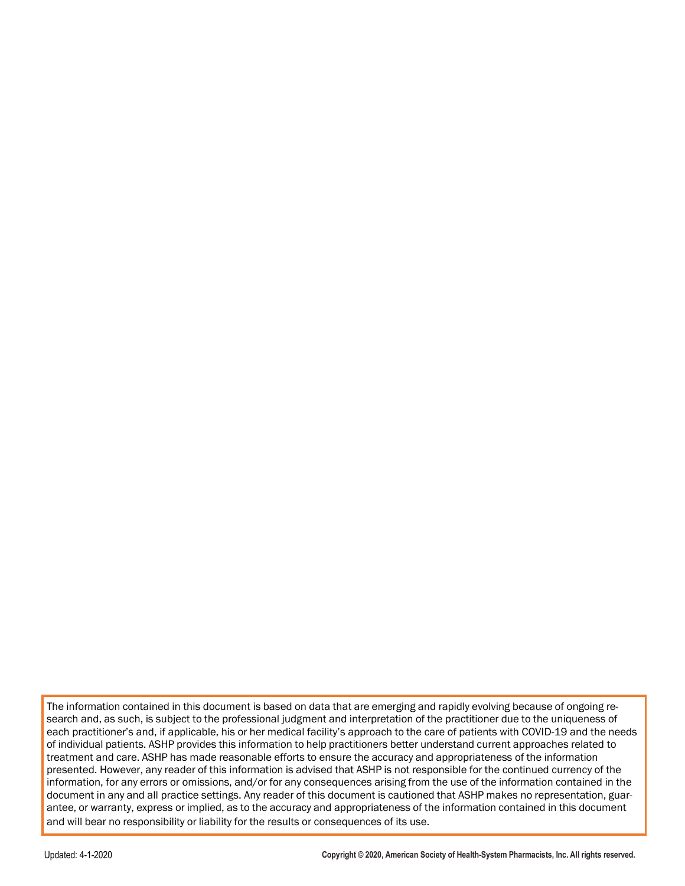The information contained in this document is based on data that are emerging and rapidly evolving because of ongoing research and, as such, is subject to the professional judgment and interpretation of the practitioner due to the uniqueness of each practitioner's and, if applicable, his or her medical facility's approach to the care of patients with COVID-19 and the needs of individual patients. ASHP provides this information to help practitioners better understand current approaches related to treatment and care. ASHP has made reasonable efforts to ensure the accuracy and appropriateness of the information presented. However, any reader of this information is advised that ASHP is not responsible for the continued currency of the information, for any errors or omissions, and/or for any consequences arising from the use of the information contained in the document in any and all practice settings. Any reader of this document is cautioned that ASHP makes no representation, guarantee, or warranty, express or implied, as to the accuracy and appropriateness of the information contained in this document and will bear no responsibility or liability for the results or consequences of its use.

Updated: 4-1-2020

**Copyright © 2020, American Society of Health-System Pharmacists, Inc. All rights reserved.**